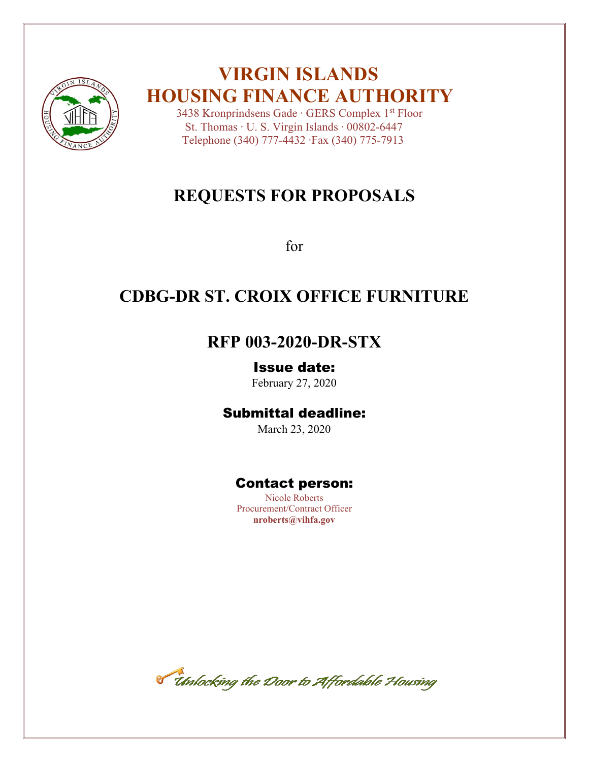# VIRGIN ISLANDS HOUSING FINANCE AUTHORITY

3438 Kronprindsens Gade · GERS Complex 1st Floor
St. Thomas · U. S. Virgin Islands · 00802-6447
Telephone (340) 777-4432 ·Fax (340) 775-7913

# REQUESTS FOR PROPOSALS

for

# CDBG-DR ST. CROIX OFFICE FURNITURE

# RFP 003-2020-DR-STX

## Issue date:

February 27, 2020

## Submittal deadline:

March 23, 2020

## Contact person:

Nicole Roberts
Procurement/Contract Officer
**nroberts@vihfa.gov**

*Unlocking the Door to Affordable Housing*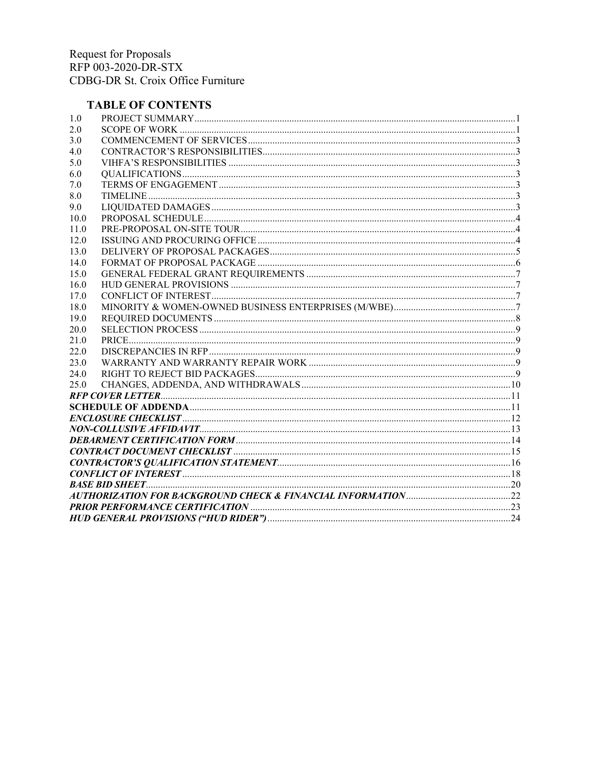Request for Proposals
RFP 003-2020-DR-STX
CDBG-DR St. Croix Office Furniture

## TABLE OF CONTENTS

| | | |
|---|---|---|
| 1.0 | PROJECT SUMMARY | 1 |
| 2.0 | SCOPE OF WORK | 1 |
| 3.0 | COMMENCEMENT OF SERVICES | 3 |
| 4.0 | CONTRACTOR'S RESPONSIBILITIES | 3 |
| 5.0 | VIHFA'S RESPONSIBILITIES | 3 |
| 6.0 | QUALIFICATIONS | 3 |
| 7.0 | TERMS OF ENGAGEMENT | 3 |
| 8.0 | TIMELINE | 3 |
| 9.0 | LIQUIDATED DAMAGES | 3 |
| 10.0 | PROPOSAL SCHEDULE | 4 |
| 11.0 | PRE-PROPOSAL ON-SITE TOUR | 4 |
| 12.0 | ISSUING AND PROCURING OFFICE | 4 |
| 13.0 | DELIVERY OF PROPOSAL PACKAGES | 5 |
| 14.0 | FORMAT OF PROPOSAL PACKAGE | 6 |
| 15.0 | GENERAL FEDERAL GRANT REQUIREMENTS | 7 |
| 16.0 | HUD GENERAL PROVISIONS | 7 |
| 17.0 | CONFLICT OF INTEREST | 7 |
| 18.0 | MINORITY & WOMEN-OWNED BUSINESS ENTERPRISES (M/WBE) | 7 |
| 19.0 | REQUIRED DOCUMENTS | 8 |
| 20.0 | SELECTION PROCESS | 9 |
| 21.0 | PRICE | 9 |
| 22.0 | DISCREPANCIES IN RFP | 9 |
| 23.0 | WARRANTY AND WARRANTY REPAIR WORK | 9 |
| 24.0 | RIGHT TO REJECT BID PACKAGES | 9 |
| 25.0 | CHANGES, ADDENDA, AND WITHDRAWALS | 10 |
| | ***RFP COVER LETTER*** | 11 |
| | **SCHEDULE OF ADDENDA** | 11 |
| | ***ENCLOSURE CHECKLIST*** | 12 |
| | ***NON-COLLUSIVE AFFIDAVIT*** | 13 |
| | ***DEBARMENT CERTIFICATION FORM*** | 14 |
| | ***CONTRACT DOCUMENT CHECKLIST*** | 15 |
| | ***CONTRACTOR'S QUALIFICATION STATEMENT*** | 16 |
| | ***CONFLICT OF INTEREST*** | 18 |
| | ***BASE BID SHEET*** | 20 |
| | ***AUTHORIZATION FOR BACKGROUND CHECK & FINANCIAL INFORMATION*** | 22 |
| | ***PRIOR PERFORMANCE CERTIFICATION*** | 23 |
| | ***HUD GENERAL PROVISIONS ("HUD RIDER")*** | 24 |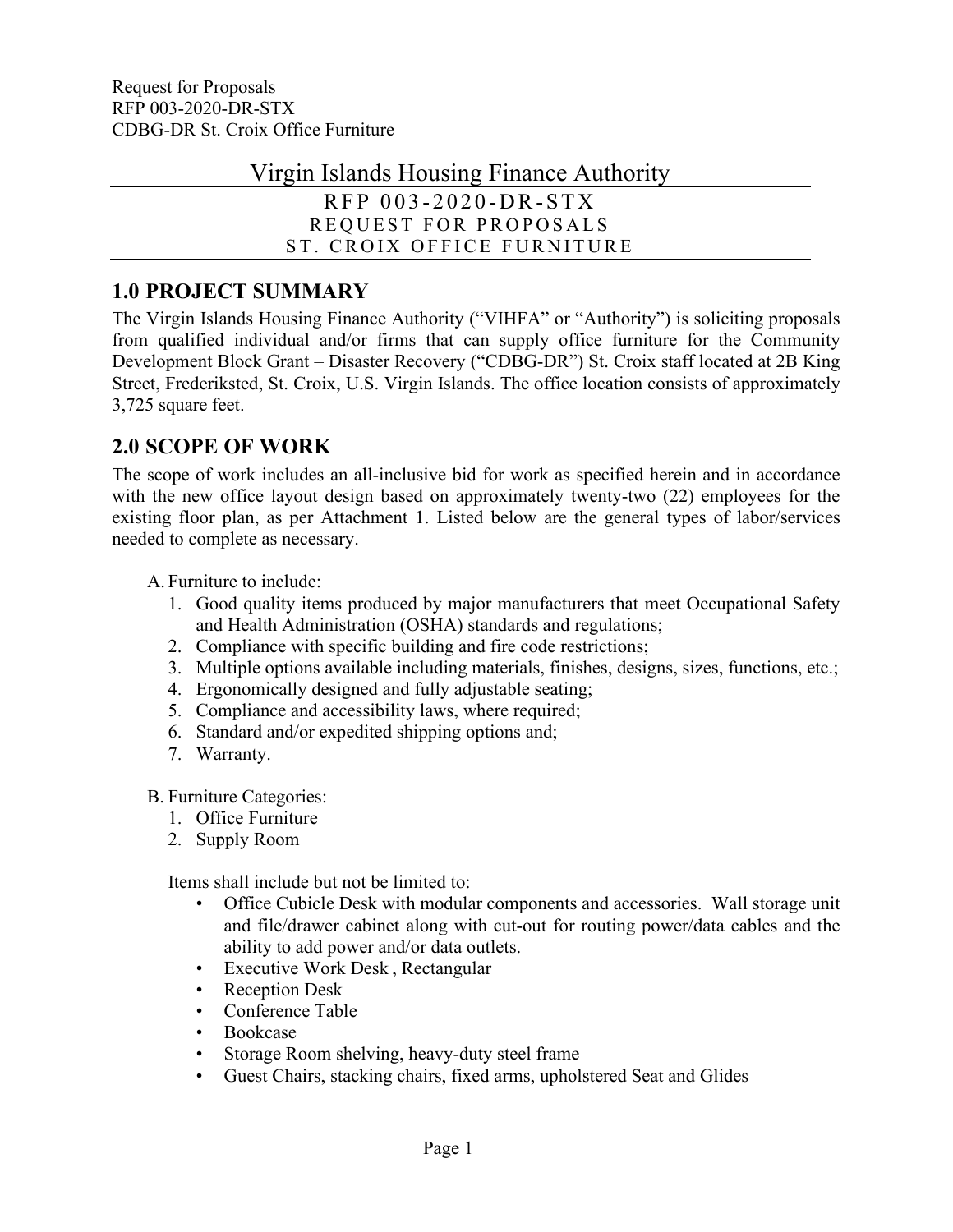Request for Proposals
RFP 003-2020-DR-STX
CDBG-DR St. Croix Office Furniture

# Virgin Islands Housing Finance Authority

RFP 003-2020-DR-STX
REQUEST FOR PROPOSALS
ST. CROIX OFFICE FURNITURE

## 1.0 PROJECT SUMMARY

The Virgin Islands Housing Finance Authority ("VIHFA" or "Authority") is soliciting proposals from qualified individual and/or firms that can supply office furniture for the Community Development Block Grant – Disaster Recovery ("CDBG-DR") St. Croix staff located at 2B King Street, Frederiksted, St. Croix, U.S. Virgin Islands. The office location consists of approximately 3,725 square feet.

## 2.0 SCOPE OF WORK

The scope of work includes an all-inclusive bid for work as specified herein and in accordance with the new office layout design based on approximately twenty-two (22) employees for the existing floor plan, as per Attachment 1. Listed below are the general types of labor/services needed to complete as necessary.

A. Furniture to include:
   1. Good quality items produced by major manufacturers that meet Occupational Safety and Health Administration (OSHA) standards and regulations;
   2. Compliance with specific building and fire code restrictions;
   3. Multiple options available including materials, finishes, designs, sizes, functions, etc.;
   4. Ergonomically designed and fully adjustable seating;
   5. Compliance and accessibility laws, where required;
   6. Standard and/or expedited shipping options and;
   7. Warranty.

B. Furniture Categories:
   1. Office Furniture
   2. Supply Room

   Items shall include but not be limited to:
   - Office Cubicle Desk with modular components and accessories. Wall storage unit and file/drawer cabinet along with cut-out for routing power/data cables and the ability to add power and/or data outlets.
   - Executive Work Desk , Rectangular
   - Reception Desk
   - Conference Table
   - Bookcase
   - Storage Room shelving, heavy-duty steel frame
   - Guest Chairs, stacking chairs, fixed arms, upholstered Seat and Glides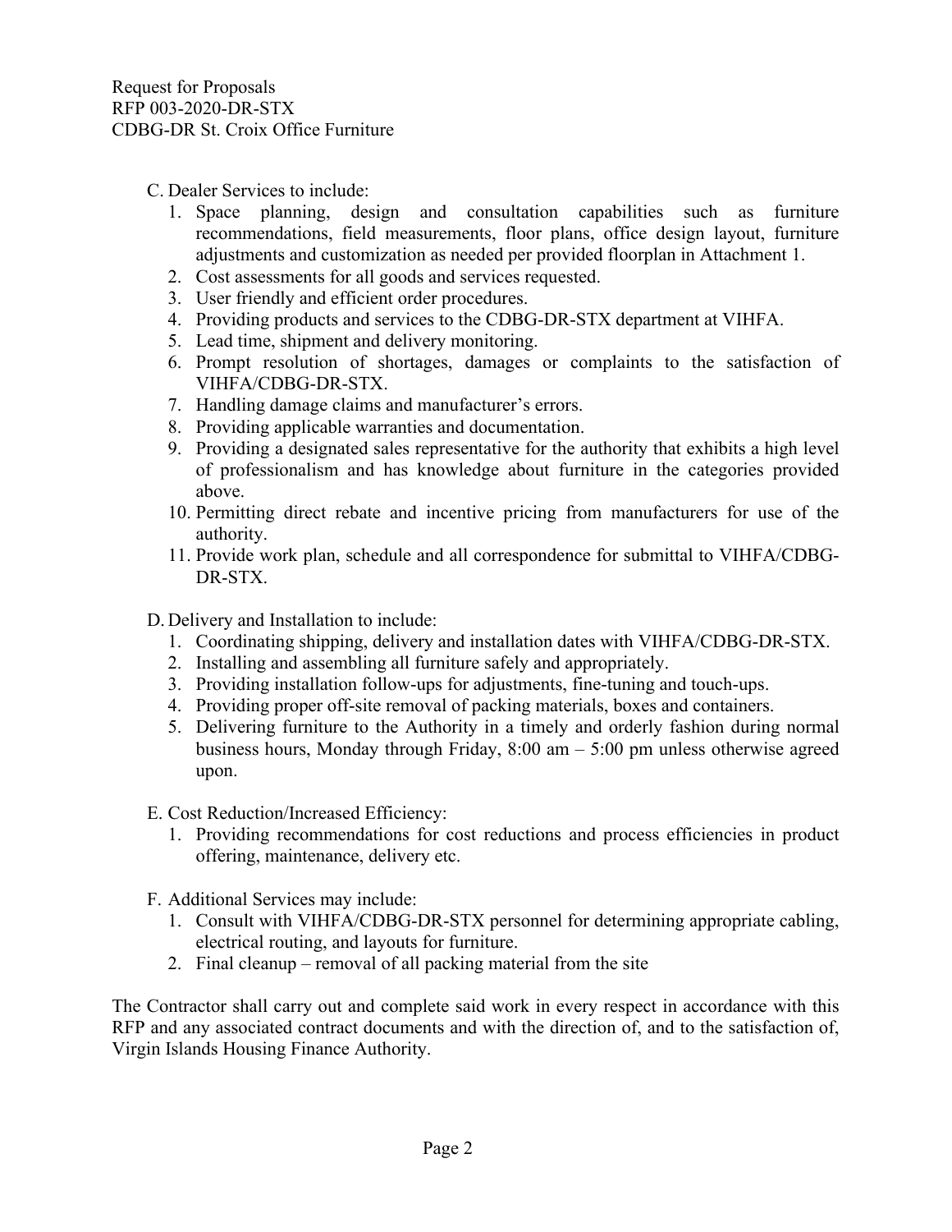C. Dealer Services to include:

1. Space planning, design and consultation capabilities such as furniture recommendations, field measurements, floor plans, office design layout, furniture adjustments and customization as needed per provided floorplan in Attachment 1.
2. Cost assessments for all goods and services requested.
3. User friendly and efficient order procedures.
4. Providing products and services to the CDBG-DR-STX department at VIHFA.
5. Lead time, shipment and delivery monitoring.
6. Prompt resolution of shortages, damages or complaints to the satisfaction of VIHFA/CDBG-DR-STX.
7. Handling damage claims and manufacturer's errors.
8. Providing applicable warranties and documentation.
9. Providing a designated sales representative for the authority that exhibits a high level of professionalism and has knowledge about furniture in the categories provided above.
10. Permitting direct rebate and incentive pricing from manufacturers for use of the authority.
11. Provide work plan, schedule and all correspondence for submittal to VIHFA/CDBG-DR-STX.

D. Delivery and Installation to include:

1. Coordinating shipping, delivery and installation dates with VIHFA/CDBG-DR-STX.
2. Installing and assembling all furniture safely and appropriately.
3. Providing installation follow-ups for adjustments, fine-tuning and touch-ups.
4. Providing proper off-site removal of packing materials, boxes and containers.
5. Delivering furniture to the Authority in a timely and orderly fashion during normal business hours, Monday through Friday, 8:00 am – 5:00 pm unless otherwise agreed upon.

E. Cost Reduction/Increased Efficiency:

1. Providing recommendations for cost reductions and process efficiencies in product offering, maintenance, delivery etc.

F. Additional Services may include:

1. Consult with VIHFA/CDBG-DR-STX personnel for determining appropriate cabling, electrical routing, and layouts for furniture.
2. Final cleanup – removal of all packing material from the site

The Contractor shall carry out and complete said work in every respect in accordance with this RFP and any associated contract documents and with the direction of, and to the satisfaction of, Virgin Islands Housing Finance Authority.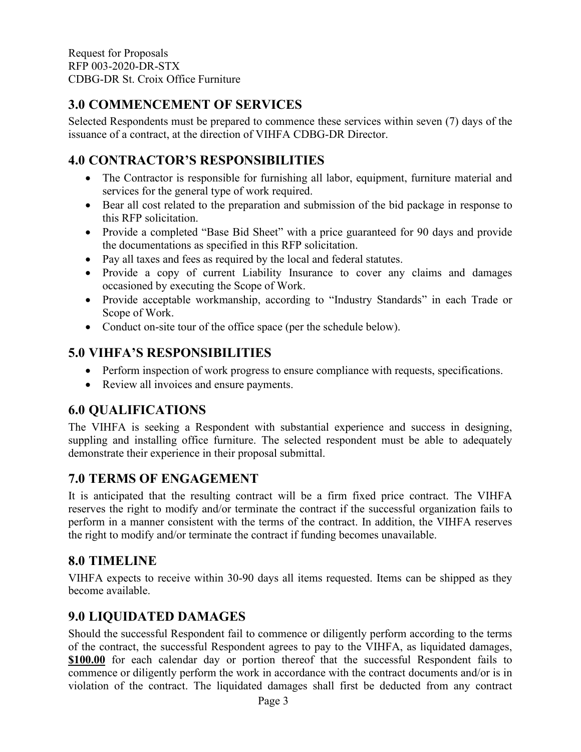## 3.0 COMMENCEMENT OF SERVICES

Selected Respondents must be prepared to commence these services within seven (7) days of the issuance of a contract, at the direction of VIHFA CDBG-DR Director.

## 4.0 CONTRACTOR'S RESPONSIBILITIES

- The Contractor is responsible for furnishing all labor, equipment, furniture material and services for the general type of work required.
- Bear all cost related to the preparation and submission of the bid package in response to this RFP solicitation.
- Provide a completed "Base Bid Sheet" with a price guaranteed for 90 days and provide the documentations as specified in this RFP solicitation.
- Pay all taxes and fees as required by the local and federal statutes.
- Provide a copy of current Liability Insurance to cover any claims and damages occasioned by executing the Scope of Work.
- Provide acceptable workmanship, according to "Industry Standards" in each Trade or Scope of Work.
- Conduct on-site tour of the office space (per the schedule below).

## 5.0 VIHFA'S RESPONSIBILITIES

- Perform inspection of work progress to ensure compliance with requests, specifications.
- Review all invoices and ensure payments.

## 6.0 QUALIFICATIONS

The VIHFA is seeking a Respondent with substantial experience and success in designing, suppling and installing office furniture. The selected respondent must be able to adequately demonstrate their experience in their proposal submittal.

## 7.0 TERMS OF ENGAGEMENT

It is anticipated that the resulting contract will be a firm fixed price contract. The VIHFA reserves the right to modify and/or terminate the contract if the successful organization fails to perform in a manner consistent with the terms of the contract. In addition, the VIHFA reserves the right to modify and/or terminate the contract if funding becomes unavailable.

## 8.0 TIMELINE

VIHFA expects to receive within 30-90 days all items requested. Items can be shipped as they become available.

## 9.0 LIQUIDATED DAMAGES

Should the successful Respondent fail to commence or diligently perform according to the terms of the contract, the successful Respondent agrees to pay to the VIHFA, as liquidated damages, **$100.00** for each calendar day or portion thereof that the successful Respondent fails to commence or diligently perform the work in accordance with the contract documents and/or is in violation of the contract. The liquidated damages shall first be deducted from any contract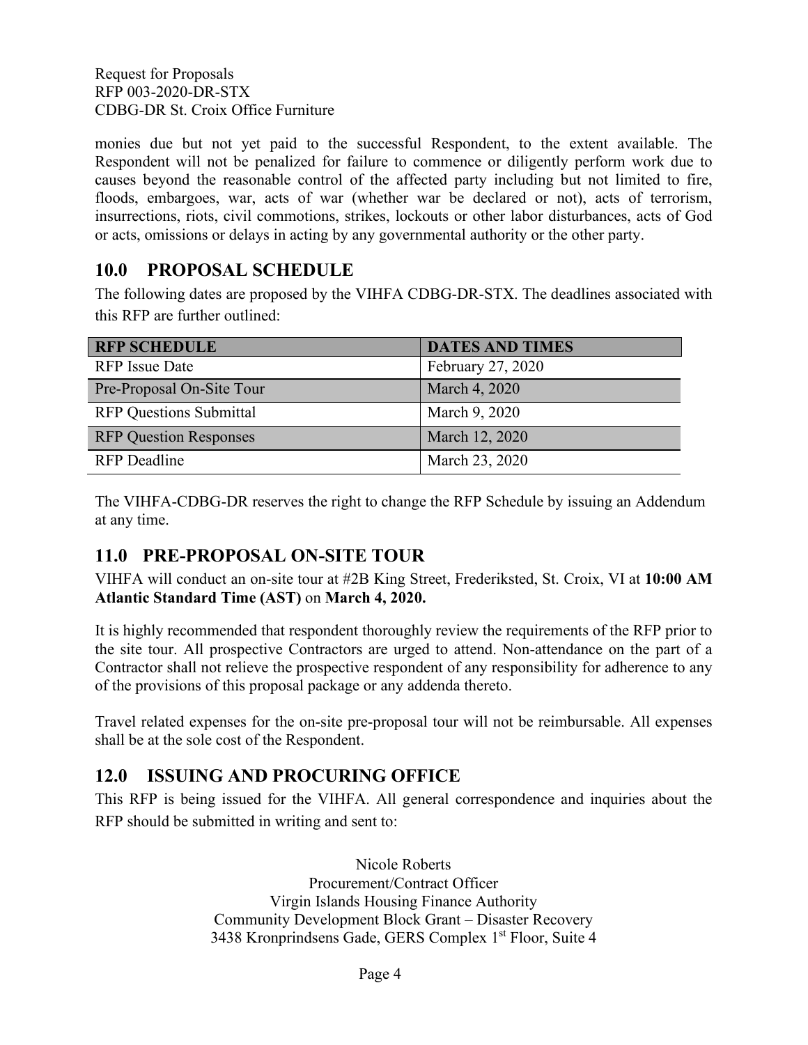monies due but not yet paid to the successful Respondent, to the extent available. The Respondent will not be penalized for failure to commence or diligently perform work due to causes beyond the reasonable control of the affected party including but not limited to fire, floods, embargoes, war, acts of war (whether war be declared or not), acts of terrorism, insurrections, riots, civil commotions, strikes, lockouts or other labor disturbances, acts of God or acts, omissions or delays in acting by any governmental authority or the other party.

## 10.0 PROPOSAL SCHEDULE

The following dates are proposed by the VIHFA CDBG-DR-STX. The deadlines associated with this RFP are further outlined:

| RFP SCHEDULE | DATES AND TIMES |
|---|---|
| RFP Issue Date | February 27, 2020 |
| Pre-Proposal On-Site Tour | March 4, 2020 |
| RFP Questions Submittal | March 9, 2020 |
| RFP Question Responses | March 12, 2020 |
| RFP Deadline | March 23, 2020 |

The VIHFA-CDBG-DR reserves the right to change the RFP Schedule by issuing an Addendum at any time.

## 11.0 PRE-PROPOSAL ON-SITE TOUR

VIHFA will conduct an on-site tour at #2B King Street, Frederiksted, St. Croix, VI at **10:00 AM Atlantic Standard Time (AST)** on **March 4, 2020.**

It is highly recommended that respondent thoroughly review the requirements of the RFP prior to the site tour. All prospective Contractors are urged to attend. Non-attendance on the part of a Contractor shall not relieve the prospective respondent of any responsibility for adherence to any of the provisions of this proposal package or any addenda thereto.

Travel related expenses for the on-site pre-proposal tour will not be reimbursable. All expenses shall be at the sole cost of the Respondent.

## 12.0 ISSUING AND PROCURING OFFICE

This RFP is being issued for the VIHFA. All general correspondence and inquiries about the RFP should be submitted in writing and sent to:

Nicole Roberts
Procurement/Contract Officer
Virgin Islands Housing Finance Authority
Community Development Block Grant – Disaster Recovery
3438 Kronprindsens Gade, GERS Complex 1st Floor, Suite 4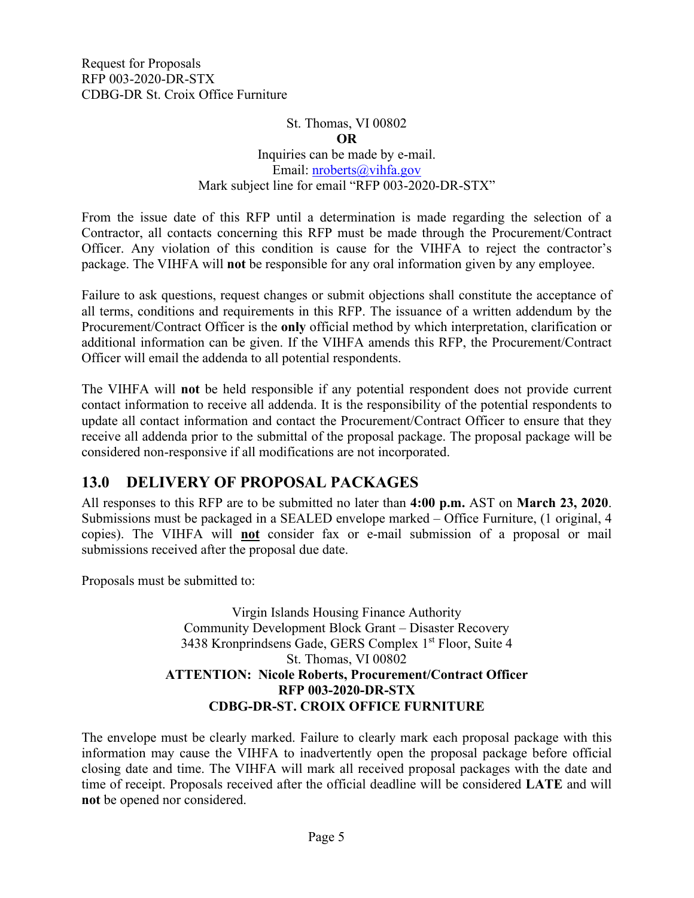St. Thomas, VI 00802
**OR**
Inquiries can be made by e-mail.
Email: nroberts@vihfa.gov
Mark subject line for email "RFP 003-2020-DR-STX"

From the issue date of this RFP until a determination is made regarding the selection of a Contractor, all contacts concerning this RFP must be made through the Procurement/Contract Officer. Any violation of this condition is cause for the VIHFA to reject the contractor's package. The VIHFA will **not** be responsible for any oral information given by any employee.

Failure to ask questions, request changes or submit objections shall constitute the acceptance of all terms, conditions and requirements in this RFP. The issuance of a written addendum by the Procurement/Contract Officer is the **only** official method by which interpretation, clarification or additional information can be given. If the VIHFA amends this RFP, the Procurement/Contract Officer will email the addenda to all potential respondents.

The VIHFA will **not** be held responsible if any potential respondent does not provide current contact information to receive all addenda. It is the responsibility of the potential respondents to update all contact information and contact the Procurement/Contract Officer to ensure that they receive all addenda prior to the submittal of the proposal package. The proposal package will be considered non-responsive if all modifications are not incorporated.

## 13.0 DELIVERY OF PROPOSAL PACKAGES

All responses to this RFP are to be submitted no later than **4:00 p.m.** AST on **March 23, 2020**. Submissions must be packaged in a SEALED envelope marked – Office Furniture, (1 original, 4 copies). The VIHFA will **not** consider fax or e-mail submission of a proposal or mail submissions received after the proposal due date.

Proposals must be submitted to:

Virgin Islands Housing Finance Authority
Community Development Block Grant – Disaster Recovery
3438 Kronprindsens Gade, GERS Complex 1st Floor, Suite 4
St. Thomas, VI 00802
**ATTENTION: Nicole Roberts, Procurement/Contract Officer**
**RFP 003-2020-DR-STX**
**CDBG-DR-ST. CROIX OFFICE FURNITURE**

The envelope must be clearly marked. Failure to clearly mark each proposal package with this information may cause the VIHFA to inadvertently open the proposal package before official closing date and time. The VIHFA will mark all received proposal packages with the date and time of receipt. Proposals received after the official deadline will be considered **LATE** and will **not** be opened nor considered.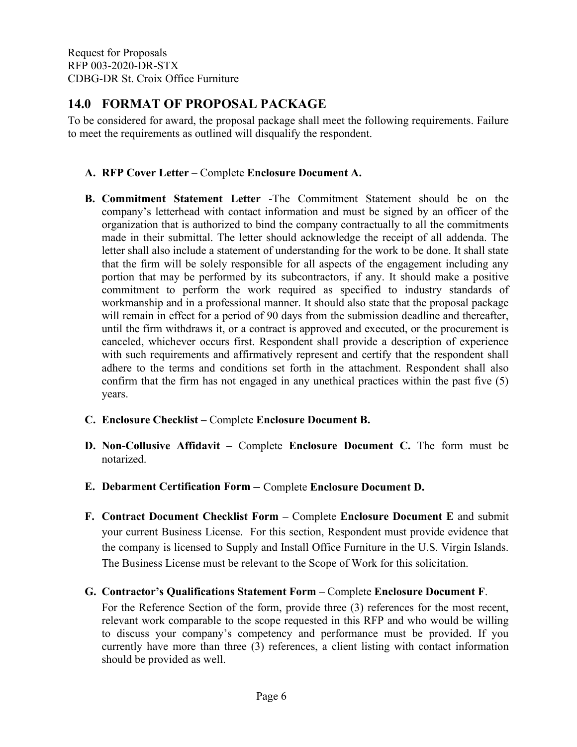## 14.0 FORMAT OF PROPOSAL PACKAGE

To be considered for award, the proposal package shall meet the following requirements. Failure to meet the requirements as outlined will disqualify the respondent.

- **A. RFP Cover Letter** – Complete **Enclosure Document A.**

- **B. Commitment Statement Letter** -The Commitment Statement should be on the company's letterhead with contact information and must be signed by an officer of the organization that is authorized to bind the company contractually to all the commitments made in their submittal. The letter should acknowledge the receipt of all addenda. The letter shall also include a statement of understanding for the work to be done. It shall state that the firm will be solely responsible for all aspects of the engagement including any portion that may be performed by its subcontractors, if any. It should make a positive commitment to perform the work required as specified to industry standards of workmanship and in a professional manner. It should also state that the proposal package will remain in effect for a period of 90 days from the submission deadline and thereafter, until the firm withdraws it, or a contract is approved and executed, or the procurement is canceled, whichever occurs first. Respondent shall provide a description of experience with such requirements and affirmatively represent and certify that the respondent shall adhere to the terms and conditions set forth in the attachment. Respondent shall also confirm that the firm has not engaged in any unethical practices within the past five (5) years.

- **C. Enclosure Checklist –** Complete **Enclosure Document B.**

- **D. Non-Collusive Affidavit –** Complete **Enclosure Document C.** The form must be notarized.

- **E. Debarment Certification Form –** Complete **Enclosure Document D.**

- **F. Contract Document Checklist Form –** Complete **Enclosure Document E** and submit your current Business License. For this section, Respondent must provide evidence that the company is licensed to Supply and Install Office Furniture in the U.S. Virgin Islands. The Business License must be relevant to the Scope of Work for this solicitation.

- **G. Contractor's Qualifications Statement Form** – Complete **Enclosure Document F**.

  For the Reference Section of the form, provide three (3) references for the most recent, relevant work comparable to the scope requested in this RFP and who would be willing to discuss your company's competency and performance must be provided. If you currently have more than three (3) references, a client listing with contact information should be provided as well.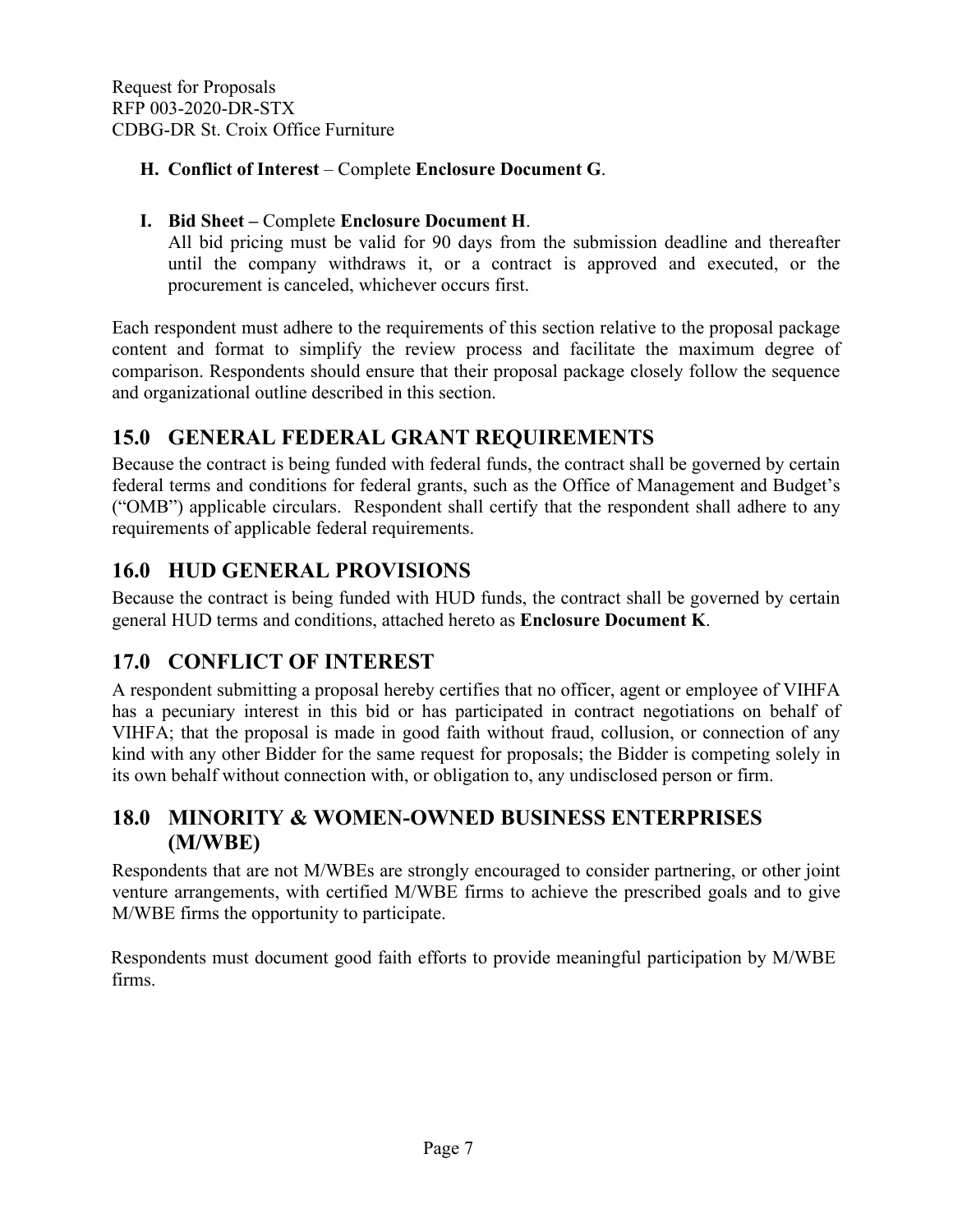**H. Conflict of Interest** – Complete **Enclosure Document G**.

**I. Bid Sheet –** Complete **Enclosure Document H**.
All bid pricing must be valid for 90 days from the submission deadline and thereafter until the company withdraws it, or a contract is approved and executed, or the procurement is canceled, whichever occurs first.

Each respondent must adhere to the requirements of this section relative to the proposal package content and format to simplify the review process and facilitate the maximum degree of comparison. Respondents should ensure that their proposal package closely follow the sequence and organizational outline described in this section.

## 15.0 GENERAL FEDERAL GRANT REQUIREMENTS

Because the contract is being funded with federal funds, the contract shall be governed by certain federal terms and conditions for federal grants, such as the Office of Management and Budget's ("OMB") applicable circulars. Respondent shall certify that the respondent shall adhere to any requirements of applicable federal requirements.

## 16.0 HUD GENERAL PROVISIONS

Because the contract is being funded with HUD funds, the contract shall be governed by certain general HUD terms and conditions, attached hereto as **Enclosure Document K**.

## 17.0 CONFLICT OF INTEREST

A respondent submitting a proposal hereby certifies that no officer, agent or employee of VIHFA has a pecuniary interest in this bid or has participated in contract negotiations on behalf of VIHFA; that the proposal is made in good faith without fraud, collusion, or connection of any kind with any other Bidder for the same request for proposals; the Bidder is competing solely in its own behalf without connection with, or obligation to, any undisclosed person or firm.

## 18.0 MINORITY & WOMEN-OWNED BUSINESS ENTERPRISES (M/WBE)

Respondents that are not M/WBEs are strongly encouraged to consider partnering, or other joint venture arrangements, with certified M/WBE firms to achieve the prescribed goals and to give M/WBE firms the opportunity to participate.

Respondents must document good faith efforts to provide meaningful participation by M/WBE firms.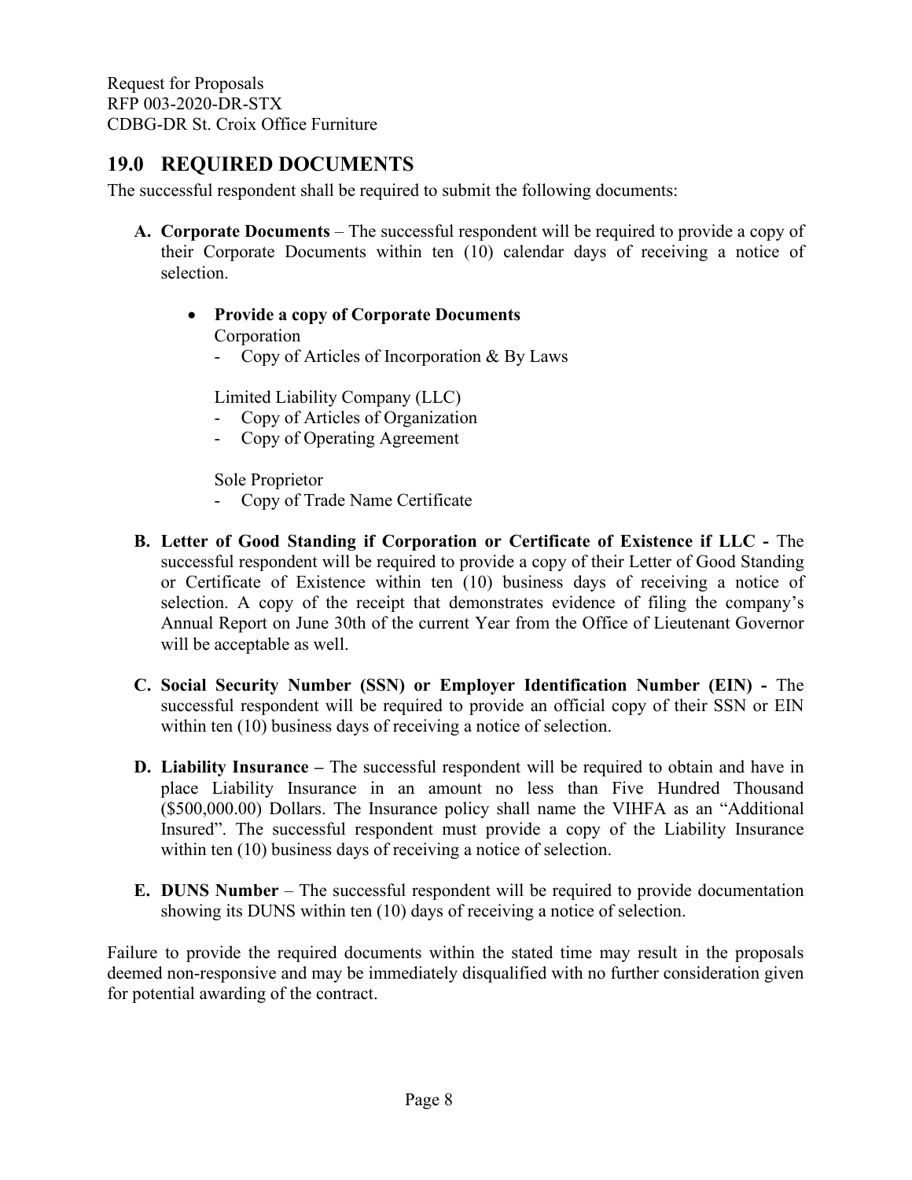## 19.0 REQUIRED DOCUMENTS

The successful respondent shall be required to submit the following documents:

**A. Corporate Documents** – The successful respondent will be required to provide a copy of their Corporate Documents within ten (10) calendar days of receiving a notice of selection.

- **Provide a copy of Corporate Documents**

  Corporation
  - Copy of Articles of Incorporation & By Laws

  Limited Liability Company (LLC)
  - Copy of Articles of Organization
  - Copy of Operating Agreement

  Sole Proprietor
  - Copy of Trade Name Certificate

**B. Letter of Good Standing if Corporation or Certificate of Existence if LLC -** The successful respondent will be required to provide a copy of their Letter of Good Standing or Certificate of Existence within ten (10) business days of receiving a notice of selection. A copy of the receipt that demonstrates evidence of filing the company's Annual Report on June 30th of the current Year from the Office of Lieutenant Governor will be acceptable as well.

**C. Social Security Number (SSN) or Employer Identification Number (EIN) -** The successful respondent will be required to provide an official copy of their SSN or EIN within ten (10) business days of receiving a notice of selection.

**D. Liability Insurance –** The successful respondent will be required to obtain and have in place Liability Insurance in an amount no less than Five Hundred Thousand ($500,000.00) Dollars. The Insurance policy shall name the VIHFA as an "Additional Insured". The successful respondent must provide a copy of the Liability Insurance within ten (10) business days of receiving a notice of selection.

**E. DUNS Number** – The successful respondent will be required to provide documentation showing its DUNS within ten (10) days of receiving a notice of selection.

Failure to provide the required documents within the stated time may result in the proposals deemed non-responsive and may be immediately disqualified with no further consideration given for potential awarding of the contract.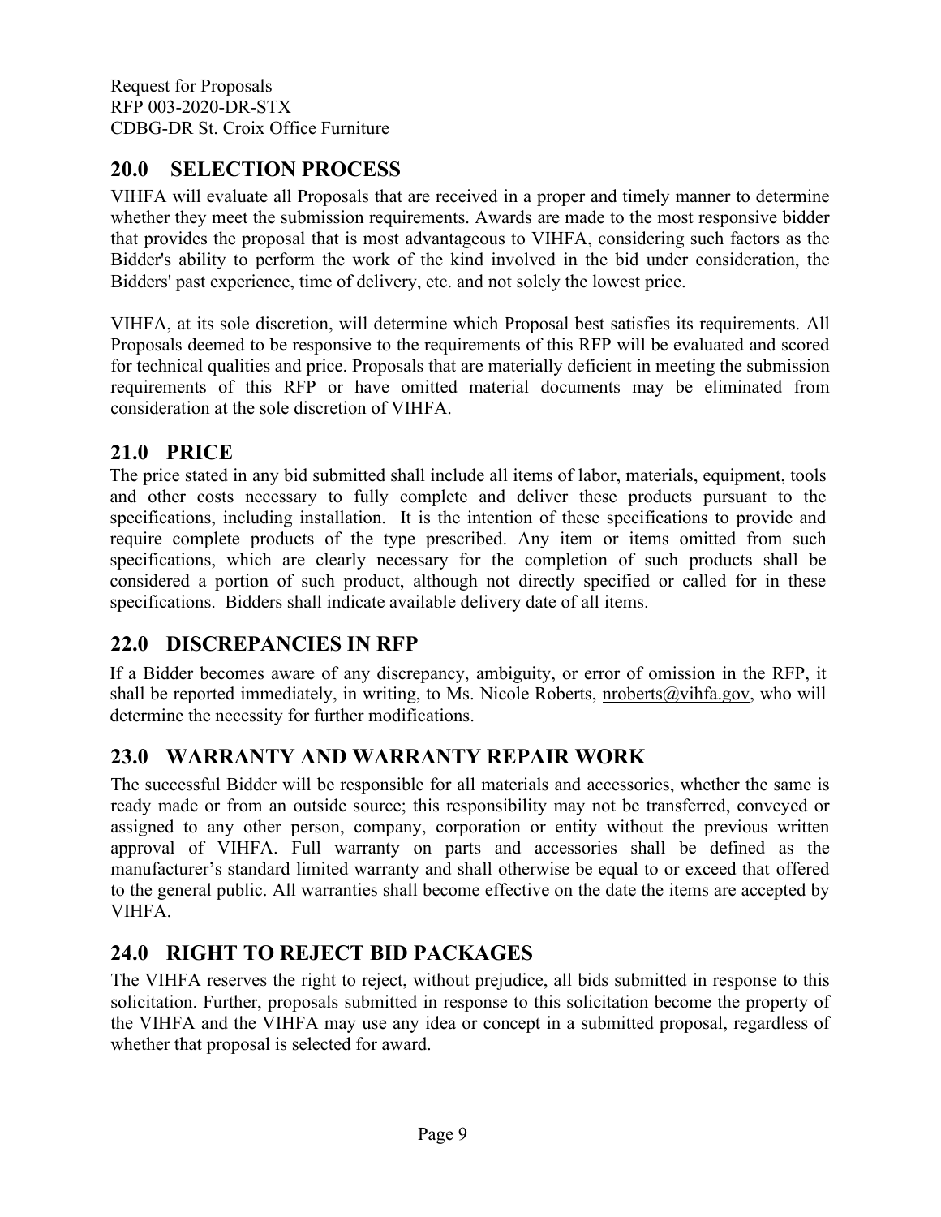## 20.0 SELECTION PROCESS

VIHFA will evaluate all Proposals that are received in a proper and timely manner to determine whether they meet the submission requirements. Awards are made to the most responsive bidder that provides the proposal that is most advantageous to VIHFA, considering such factors as the Bidder's ability to perform the work of the kind involved in the bid under consideration, the Bidders' past experience, time of delivery, etc. and not solely the lowest price.

VIHFA, at its sole discretion, will determine which Proposal best satisfies its requirements. All Proposals deemed to be responsive to the requirements of this RFP will be evaluated and scored for technical qualities and price. Proposals that are materially deficient in meeting the submission requirements of this RFP or have omitted material documents may be eliminated from consideration at the sole discretion of VIHFA.

## 21.0 PRICE

The price stated in any bid submitted shall include all items of labor, materials, equipment, tools and other costs necessary to fully complete and deliver these products pursuant to the specifications, including installation. It is the intention of these specifications to provide and require complete products of the type prescribed. Any item or items omitted from such specifications, which are clearly necessary for the completion of such products shall be considered a portion of such product, although not directly specified or called for in these specifications. Bidders shall indicate available delivery date of all items.

## 22.0 DISCREPANCIES IN RFP

If a Bidder becomes aware of any discrepancy, ambiguity, or error of omission in the RFP, it shall be reported immediately, in writing, to Ms. Nicole Roberts, nroberts@vihfa.gov, who will determine the necessity for further modifications.

## 23.0 WARRANTY AND WARRANTY REPAIR WORK

The successful Bidder will be responsible for all materials and accessories, whether the same is ready made or from an outside source; this responsibility may not be transferred, conveyed or assigned to any other person, company, corporation or entity without the previous written approval of VIHFA. Full warranty on parts and accessories shall be defined as the manufacturer's standard limited warranty and shall otherwise be equal to or exceed that offered to the general public. All warranties shall become effective on the date the items are accepted by VIHFA.

## 24.0 RIGHT TO REJECT BID PACKAGES

The VIHFA reserves the right to reject, without prejudice, all bids submitted in response to this solicitation. Further, proposals submitted in response to this solicitation become the property of the VIHFA and the VIHFA may use any idea or concept in a submitted proposal, regardless of whether that proposal is selected for award.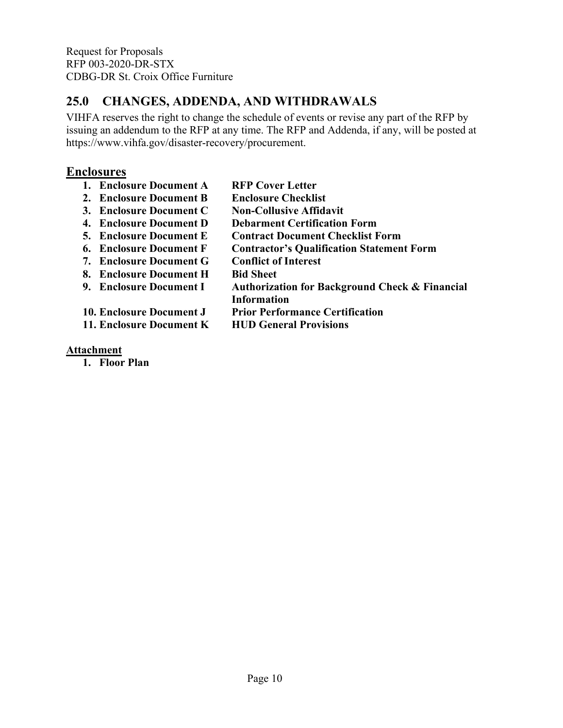## 25.0 CHANGES, ADDENDA, AND WITHDRAWALS

VIHFA reserves the right to change the schedule of events or revise any part of the RFP by issuing an addendum to the RFP at any time. The RFP and Addenda, if any, will be posted at https://www.vihfa.gov/disaster-recovery/procurement.

## Enclosures

1. **Enclosure Document A** — **RFP Cover Letter**
2. **Enclosure Document B** — **Enclosure Checklist**
3. **Enclosure Document C** — **Non-Collusive Affidavit**
4. **Enclosure Document D** — **Debarment Certification Form**
5. **Enclosure Document E** — **Contract Document Checklist Form**
6. **Enclosure Document F** — **Contractor's Qualification Statement Form**
7. **Enclosure Document G** — **Conflict of Interest**
8. **Enclosure Document H** — **Bid Sheet**
9. **Enclosure Document I** — **Authorization for Background Check & Financial Information**
10. **Enclosure Document J** — **Prior Performance Certification**
11. **Enclosure Document K** — **HUD General Provisions**

**Attachment**

1. **Floor Plan**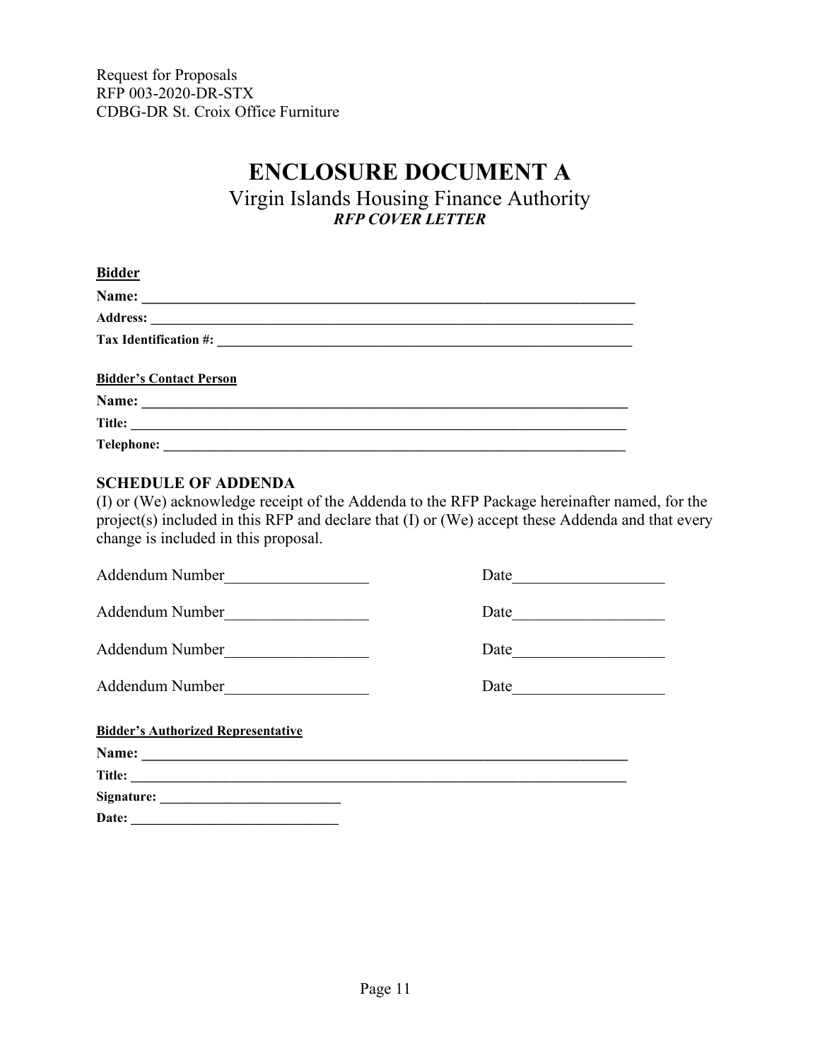Request for Proposals
RFP 003-2020-DR-STX
CDBG-DR St. Croix Office Furniture

# ENCLOSURE DOCUMENT A

## Virgin Islands Housing Finance Authority

***RFP COVER LETTER***

**Bidder**

**Name:** ______________________________________________________________________

**Address:** ______________________________________________________________________

**Tax Identification #:** ____________________________________________________________

**Bidder's Contact Person**

**Name:** ______________________________________________________________________

**Title:** ______________________________________________________________________

**Telephone:** ___________________________________________________________________

### SCHEDULE OF ADDENDA

(I) or (We) acknowledge receipt of the Addenda to the RFP Package hereinafter named, for the project(s) included in this RFP and declare that (I) or (We) accept these Addenda and that every change is included in this proposal.

Addendum Number__________________ Date___________________

Addendum Number__________________ Date___________________

Addendum Number__________________ Date___________________

Addendum Number__________________ Date___________________

**Bidder's Authorized Representative**

**Name:** ______________________________________________________________________

**Title:** ______________________________________________________________________

**Signature:** __________________________

**Date:** ______________________________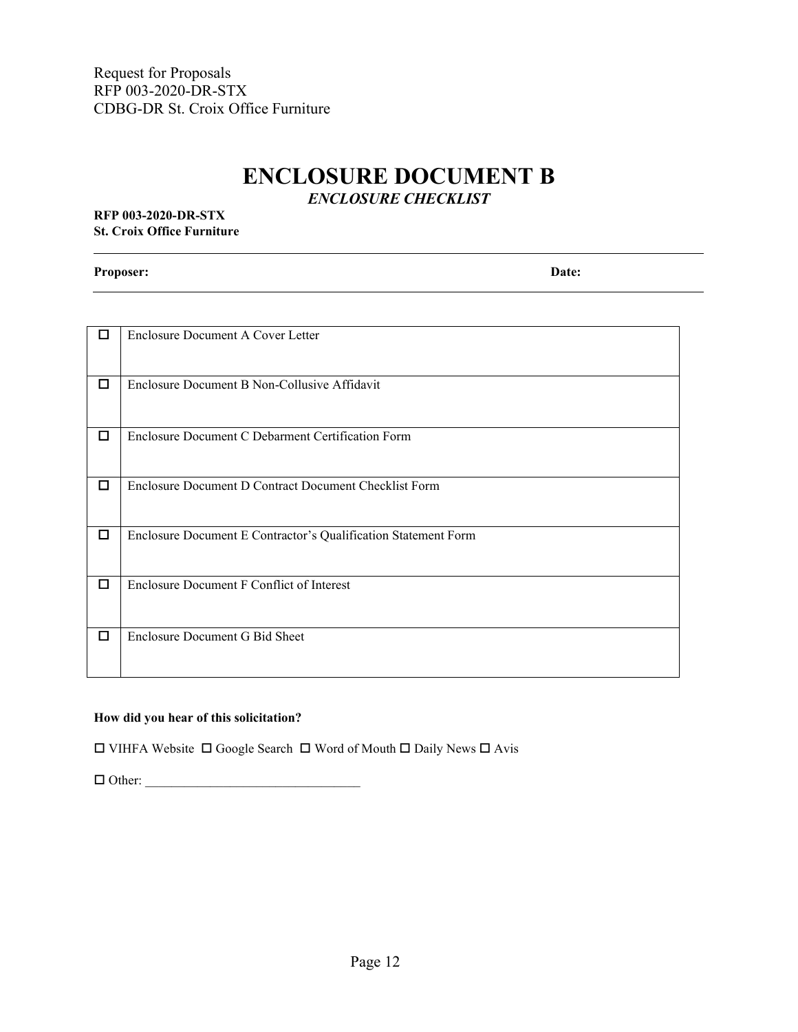Request for Proposals
RFP 003-2020-DR-STX
CDBG-DR St. Croix Office Furniture

# ENCLOSURE DOCUMENT B

### *ENCLOSURE CHECKLIST*

**RFP 003-2020-DR-STX**
**St. Croix Office Furniture**

**Proposer:** **Date:**

| | |
|---|---|
| ☐ | Enclosure Document A Cover Letter |
| ☐ | Enclosure Document B Non-Collusive Affidavit |
| ☐ | Enclosure Document C Debarment Certification Form |
| ☐ | Enclosure Document D Contract Document Checklist Form |
| ☐ | Enclosure Document E Contractor's Qualification Statement Form |
| ☐ | Enclosure Document F Conflict of Interest |
| ☐ | Enclosure Document G Bid Sheet |

**How did you hear of this solicitation?**

☐ VIHFA Website ☐ Google Search ☐ Word of Mouth ☐ Daily News ☐ Avis

☐ Other: ________________________________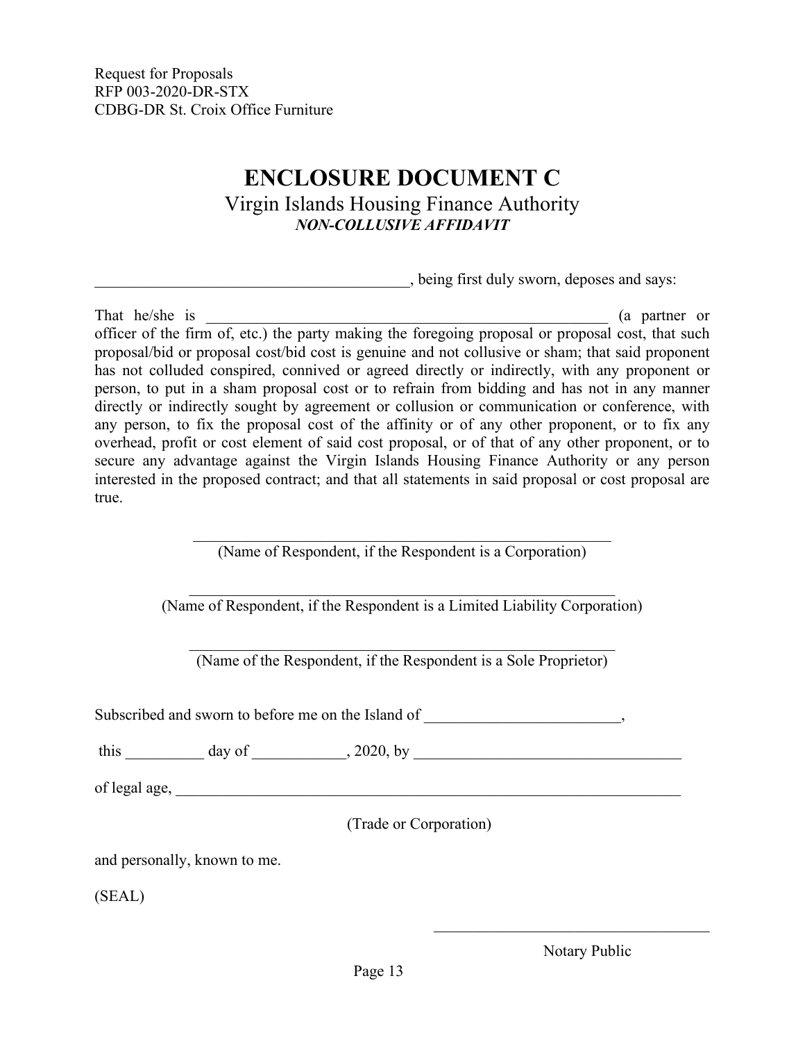Request for Proposals
RFP 003-2020-DR-STX
CDBG-DR St. Croix Office Furniture

# ENCLOSURE DOCUMENT C

## Virgin Islands Housing Finance Authority

***NON-COLLUSIVE AFFIDAVIT***

________________________________________, being first duly sworn, deposes and says:

That he/she is ______________________________________________________ (a partner or officer of the firm of, etc.) the party making the foregoing proposal or proposal cost, that such proposal/bid or proposal cost/bid cost is genuine and not collusive or sham; that said proponent has not colluded conspired, connived or agreed directly or indirectly, with any proponent or person, to put in a sham proposal cost or to refrain from bidding and has not in any manner directly or indirectly sought by agreement or collusion or communication or conference, with any person, to fix the proposal cost of the affinity or of any other proponent, or to fix any overhead, profit or cost element of said cost proposal, or of that of any other proponent, or to secure any advantage against the Virgin Islands Housing Finance Authority or any person interested in the proposed contract; and that all statements in said proposal or cost proposal are true.

______________________________________________________
(Name of Respondent, if the Respondent is a Corporation)

______________________________________________________
(Name of Respondent, if the Respondent is a Limited Liability Corporation)

______________________________________________________
(Name of the Respondent, if the Respondent is a Sole Proprietor)

Subscribed and sworn to before me on the Island of ________________________,

this __________ day of ____________, 2020, by __________________________________

of legal age, ____________________________________________________________

(Trade or Corporation)

and personally, known to me.

(SEAL)

____________________________________
Notary Public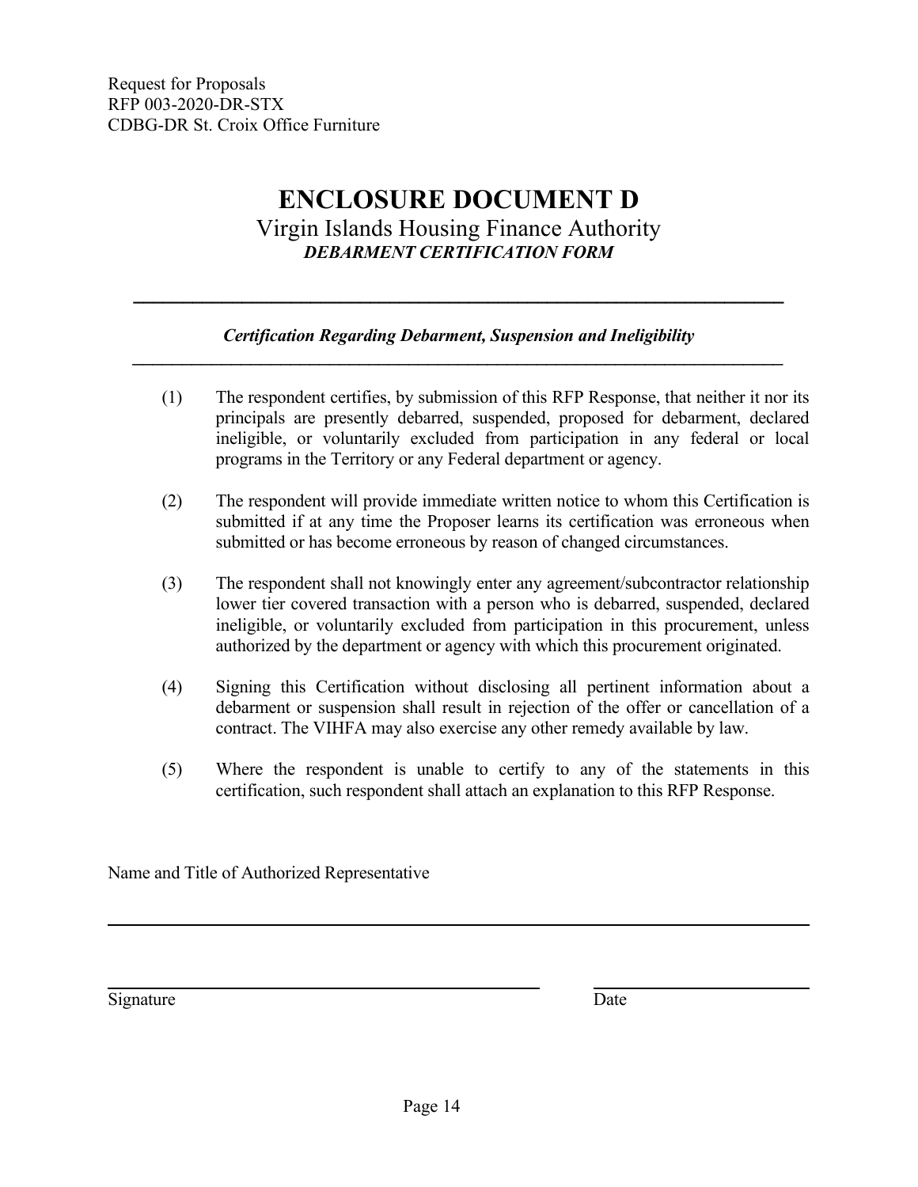Request for Proposals
RFP 003-2020-DR-STX
CDBG-DR St. Croix Office Furniture

# ENCLOSURE DOCUMENT D

Virgin Islands Housing Finance Authority

***DEBARMENT CERTIFICATION FORM***

---

***Certification Regarding Debarment, Suspension and Ineligibility***

---

(1) The respondent certifies, by submission of this RFP Response, that neither it nor its principals are presently debarred, suspended, proposed for debarment, declared ineligible, or voluntarily excluded from participation in any federal or local programs in the Territory or any Federal department or agency.

(2) The respondent will provide immediate written notice to whom this Certification is submitted if at any time the Proposer learns its certification was erroneous when submitted or has become erroneous by reason of changed circumstances.

(3) The respondent shall not knowingly enter any agreement/subcontractor relationship lower tier covered transaction with a person who is debarred, suspended, declared ineligible, or voluntarily excluded from participation in this procurement, unless authorized by the department or agency with which this procurement originated.

(4) Signing this Certification without disclosing all pertinent information about a debarment or suspension shall result in rejection of the offer or cancellation of a contract. The VIHFA may also exercise any other remedy available by law.

(5) Where the respondent is unable to certify to any of the statements in this certification, such respondent shall attach an explanation to this RFP Response.

Name and Title of Authorized Representative

\_\_\_\_\_\_\_\_\_\_\_\_\_\_\_\_\_\_\_\_\_\_\_\_\_\_\_\_\_\_\_\_\_\_\_\_\_\_\_\_\_\_\_\_\_\_\_\_\_\_\_\_\_\_\_\_\_\_\_\_

\_\_\_\_\_\_\_\_\_\_\_\_\_\_\_\_\_\_\_\_\_\_\_\_\_\_\_\_\_\_\_\_\_\_\_\_\_\_ \_\_\_\_\_\_\_\_\_\_\_\_\_\_\_\_\_\_\_\_

Signature Date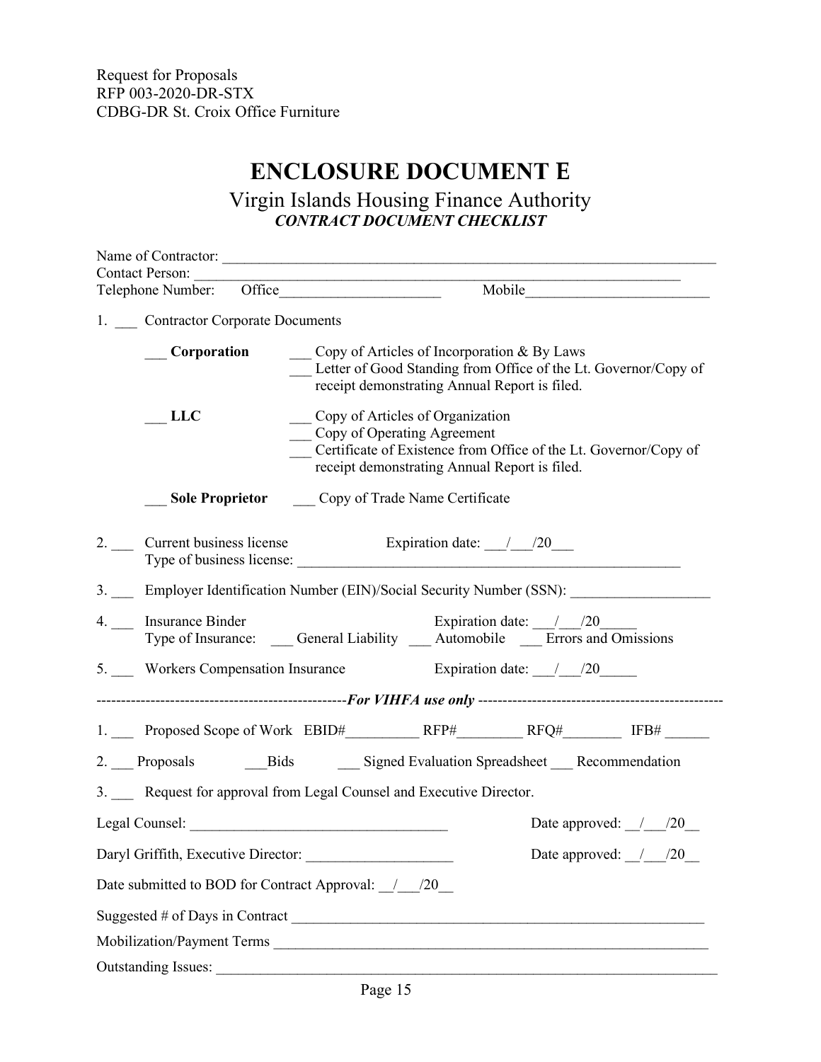Request for Proposals
RFP 003-2020-DR-STX
CDBG-DR St. Croix Office Furniture

# ENCLOSURE DOCUMENT E

## Virgin Islands Housing Finance Authority

***CONTRACT DOCUMENT CHECKLIST***

Name of Contractor: ______________________________________________________________________

Contact Person: ________________________________________________________________________

Telephone Number: Office______________________ Mobile_________________________

1. ___ Contractor Corporate Documents

   ___ **Corporation** ___ Copy of Articles of Incorporation & By Laws
   ___ Letter of Good Standing from Office of the Lt. Governor/Copy of receipt demonstrating Annual Report is filed.

   ___ **LLC** ___ Copy of Articles of Organization
   ___ Copy of Operating Agreement
   ___ Certificate of Existence from Office of the Lt. Governor/Copy of receipt demonstrating Annual Report is filed.

   ___ **Sole Proprietor** ___ Copy of Trade Name Certificate

2. ___ Current business license Expiration date: ___/___/20___
   Type of business license: ______________________________________________________

3. ___ Employer Identification Number (EIN)/Social Security Number (SSN): ___________________

4. ___ Insurance Binder Expiration date: ___/___/20_____
   Type of Insurance: ___ General Liability ___ Automobile ___ Errors and Omissions

5. ___ Workers Compensation Insurance Expiration date: ___/___/20_____

---------------------------------------------------*For VIHFA use only*---------------------------------------------------

1. ___ Proposed Scope of Work EBID#__________ RFP#_________ RFQ#________ IFB# ______

2. ___ Proposals ___Bids ___ Signed Evaluation Spreadsheet ___ Recommendation

3. ___ Request for approval from Legal Counsel and Executive Director.

Legal Counsel: ___________________________________ Date approved: __/___/20__

Daryl Griffith, Executive Director: ____________________ Date approved: __/___/20__

Date submitted to BOD for Contract Approval: __/___/20__

Suggested # of Days in Contract __________________________________________________________

Mobilization/Payment Terms _____________________________________________________________

Outstanding Issues: ____________________________________________________________________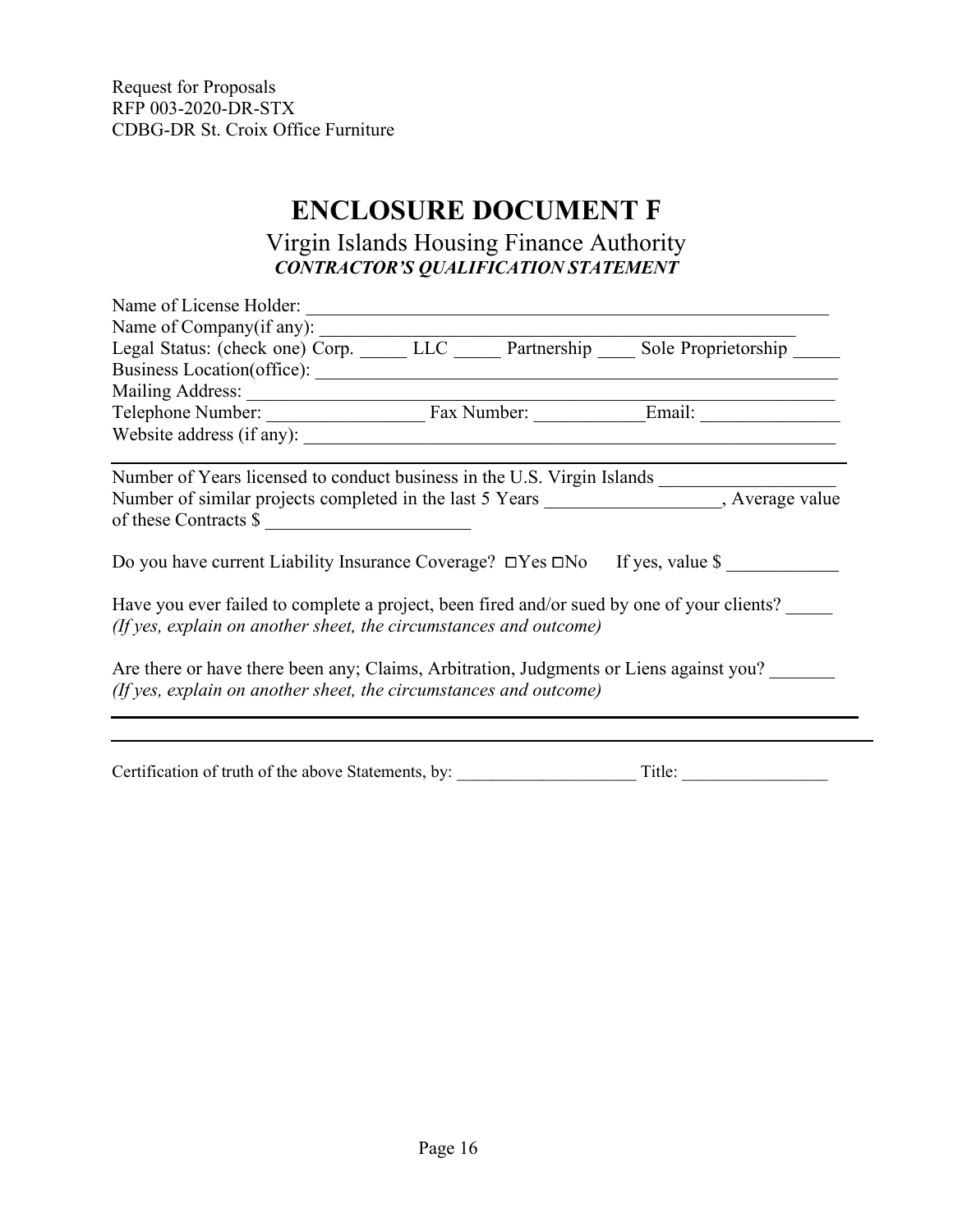Request for Proposals
RFP 003-2020-DR-STX
CDBG-DR St. Croix Office Furniture

# ENCLOSURE DOCUMENT F

## Virgin Islands Housing Finance Authority

***CONTRACTOR'S QUALIFICATION STATEMENT***

Name of License Holder: ____________________________________________________________

Name of Company(if any): ____________________________________________________

Legal Status: (check one) Corp. _____ LLC _____ Partnership ____ Sole Proprietorship _____

Business Location(office): __________________________________________________________

Mailing Address: _________________________________________________________________

Telephone Number: _________________ Fax Number: ____________Email: _______________

Website address (if any): ____________________________________________________________

---

Number of Years licensed to conduct business in the U.S. Virgin Islands ___________________

Number of similar projects completed in the last 5 Years ___________________, Average value of these Contracts $ _______________________

Do you have current Liability Insurance Coverage? ☐Yes ☐No If yes, value $ ____________

Have you ever failed to complete a project, been fired and/or sued by one of your clients? _____
*(If yes, explain on another sheet, the circumstances and outcome)*

Are there or have there been any; Claims, Arbitration, Judgments or Liens against you? _______
*(If yes, explain on another sheet, the circumstances and outcome)*

---

Certification of truth of the above Statements, by: _____________________ Title: _________________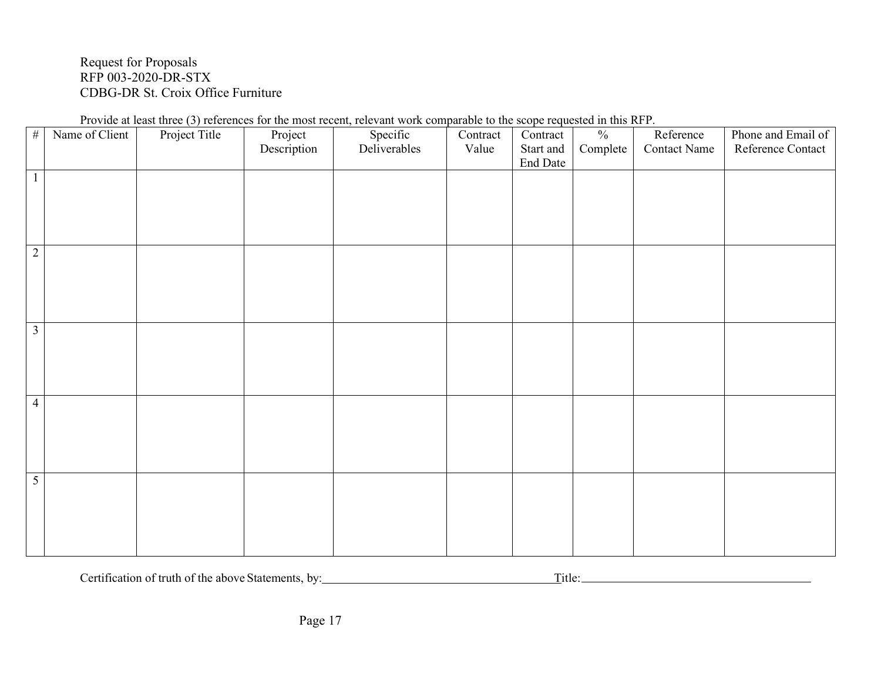Request for Proposals
RFP 003-2020-DR-STX
CDBG-DR St. Croix Office Furniture

Provide at least three (3) references for the most recent, relevant work comparable to the scope requested in this RFP.

| # | Name of Client | Project Title | Project Description | Specific Deliverables | Contract Value | Contract Start and End Date | % Complete | Reference Contact Name | Phone and Email of Reference Contact |
|---|---|---|---|---|---|---|---|---|---|
| 1 | | | | | | | | | |
| 2 | | | | | | | | | |
| 3 | | | | | | | | | |
| 4 | | | | | | | | | |
| 5 | | | | | | | | | |

Certification of truth of the above Statements, by:______________________________ Title:______________________________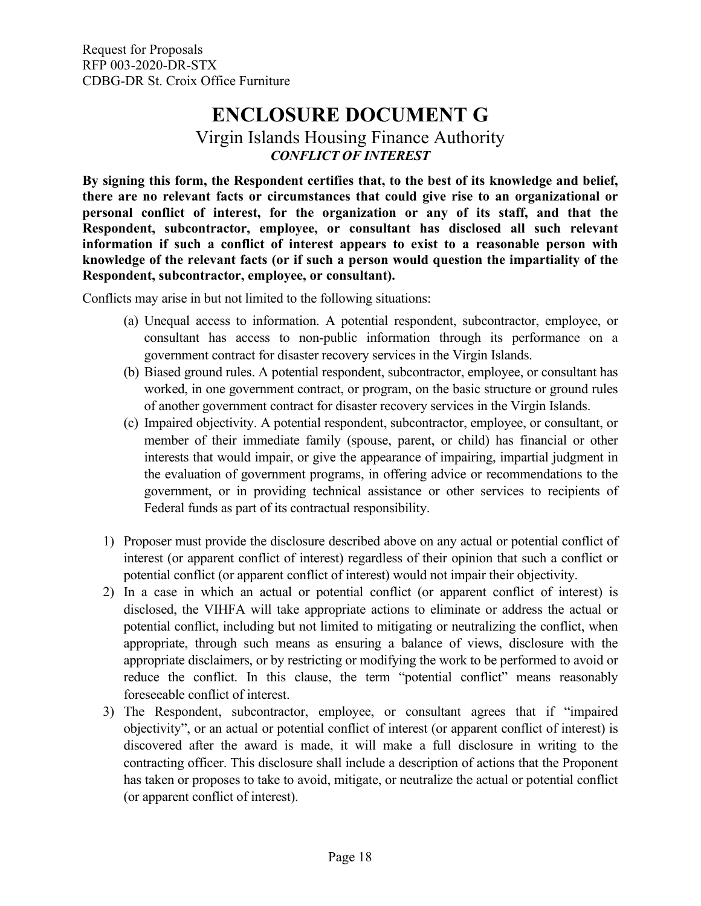# ENCLOSURE DOCUMENT G

## Virgin Islands Housing Finance Authority

***CONFLICT OF INTEREST***

**By signing this form, the Respondent certifies that, to the best of its knowledge and belief, there are no relevant facts or circumstances that could give rise to an organizational or personal conflict of interest, for the organization or any of its staff, and that the Respondent, subcontractor, employee, or consultant has disclosed all such relevant information if such a conflict of interest appears to exist to a reasonable person with knowledge of the relevant facts (or if such a person would question the impartiality of the Respondent, subcontractor, employee, or consultant).**

Conflicts may arise in but not limited to the following situations:

(a) Unequal access to information. A potential respondent, subcontractor, employee, or consultant has access to non-public information through its performance on a government contract for disaster recovery services in the Virgin Islands.

(b) Biased ground rules. A potential respondent, subcontractor, employee, or consultant has worked, in one government contract, or program, on the basic structure or ground rules of another government contract for disaster recovery services in the Virgin Islands.

(c) Impaired objectivity. A potential respondent, subcontractor, employee, or consultant, or member of their immediate family (spouse, parent, or child) has financial or other interests that would impair, or give the appearance of impairing, impartial judgment in the evaluation of government programs, in offering advice or recommendations to the government, or in providing technical assistance or other services to recipients of Federal funds as part of its contractual responsibility.

1) Proposer must provide the disclosure described above on any actual or potential conflict of interest (or apparent conflict of interest) regardless of their opinion that such a conflict or potential conflict (or apparent conflict of interest) would not impair their objectivity.
2) In a case in which an actual or potential conflict (or apparent conflict of interest) is disclosed, the VIHFA will take appropriate actions to eliminate or address the actual or potential conflict, including but not limited to mitigating or neutralizing the conflict, when appropriate, through such means as ensuring a balance of views, disclosure with the appropriate disclaimers, or by restricting or modifying the work to be performed to avoid or reduce the conflict. In this clause, the term "potential conflict" means reasonably foreseeable conflict of interest.
3) The Respondent, subcontractor, employee, or consultant agrees that if "impaired objectivity", or an actual or potential conflict of interest (or apparent conflict of interest) is discovered after the award is made, it will make a full disclosure in writing to the contracting officer. This disclosure shall include a description of actions that the Proponent has taken or proposes to take to avoid, mitigate, or neutralize the actual or potential conflict (or apparent conflict of interest).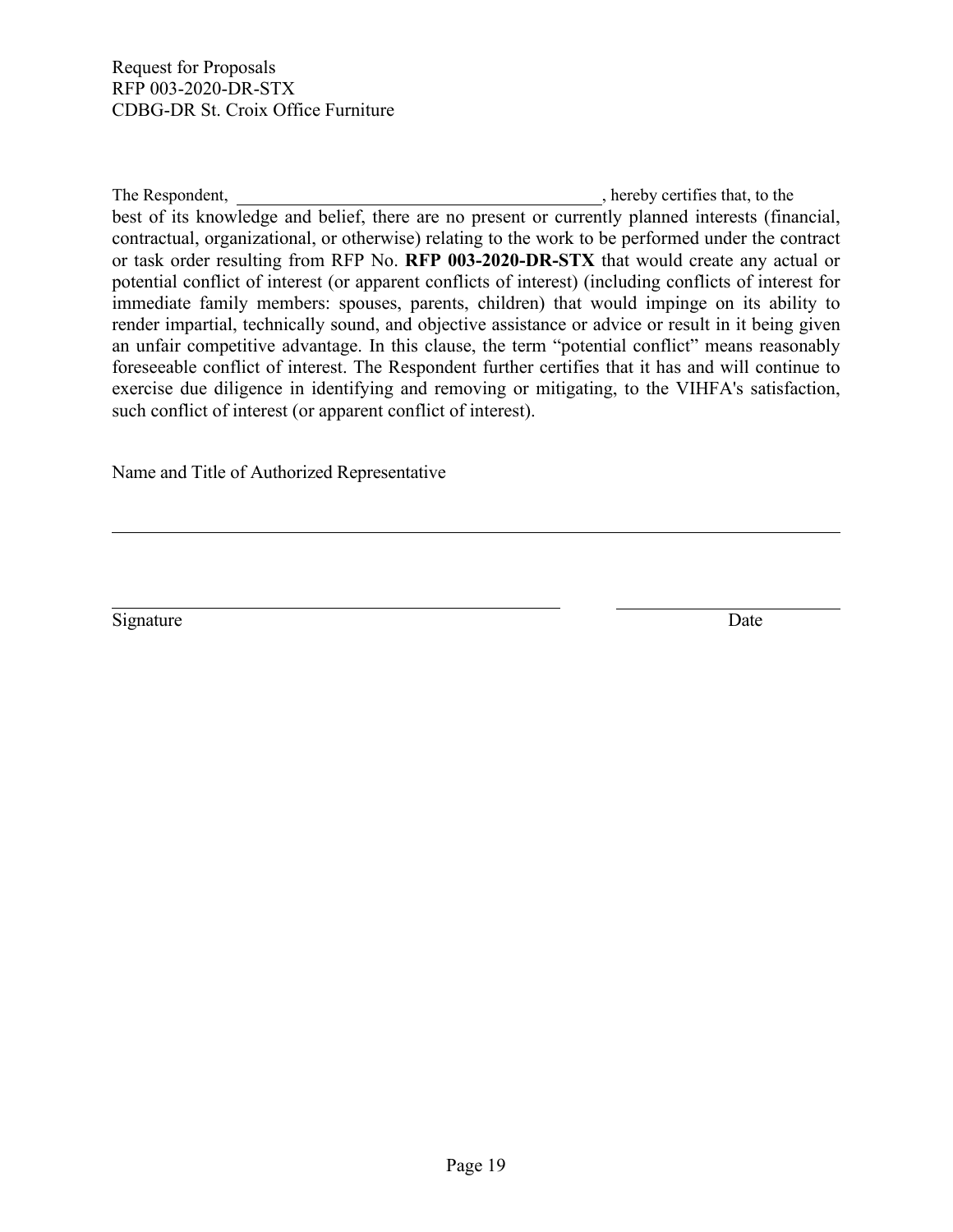The Respondent, ________________________________________, hereby certifies that, to the best of its knowledge and belief, there are no present or currently planned interests (financial, contractual, organizational, or otherwise) relating to the work to be performed under the contract or task order resulting from RFP No. **RFP 003-2020-DR-STX** that would create any actual or potential conflict of interest (or apparent conflicts of interest) (including conflicts of interest for immediate family members: spouses, parents, children) that would impinge on its ability to render impartial, technically sound, and objective assistance or advice or result in it being given an unfair competitive advantage. In this clause, the term "potential conflict" means reasonably foreseeable conflict of interest. The Respondent further certifies that it has and will continue to exercise due diligence in identifying and removing or mitigating, to the VIHFA's satisfaction, such conflict of interest (or apparent conflict of interest).

Name and Title of Authorized Representative

______________________________________________________________________

__________________________________________ ____________________

Signature Date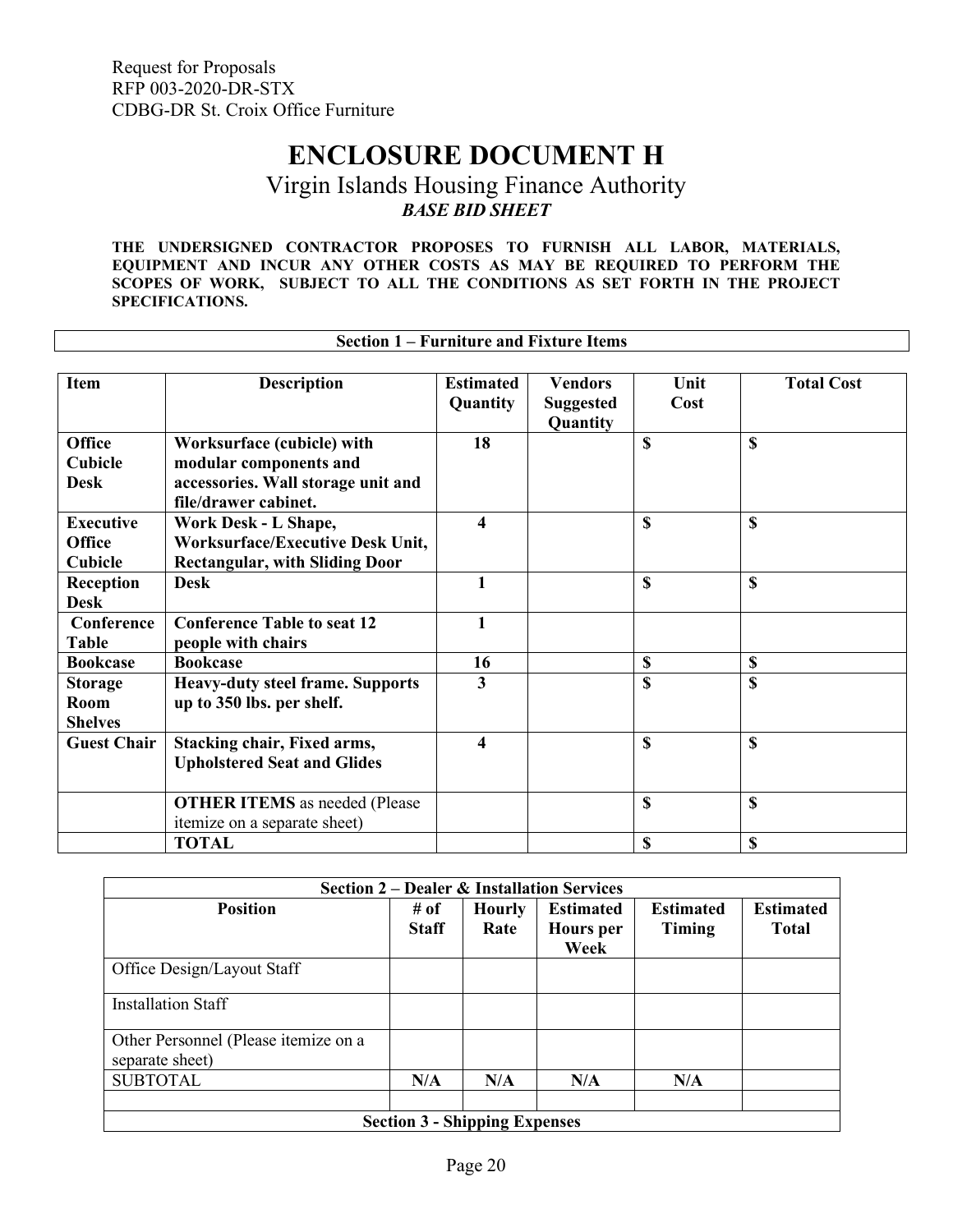Request for Proposals
RFP 003-2020-DR-STX
CDBG-DR St. Croix Office Furniture

# ENCLOSURE DOCUMENT H

## Virgin Islands Housing Finance Authority

***BASE BID SHEET***

**THE UNDERSIGNED CONTRACTOR PROPOSES TO FURNISH ALL LABOR, MATERIALS, EQUIPMENT AND INCUR ANY OTHER COSTS AS MAY BE REQUIRED TO PERFORM THE SCOPES OF WORK, SUBJECT TO ALL THE CONDITIONS AS SET FORTH IN THE PROJECT SPECIFICATIONS.**

**Section 1 – Furniture and Fixture Items**

| Item | Description | Estimated Quantity | Vendors Suggested Quantity | Unit Cost | Total Cost |
|---|---|---|---|---|---|
| **Office Cubicle Desk** | **Worksurface (cubicle) with modular components and accessories. Wall storage unit and file/drawer cabinet.** | **18** | | **$** | **$** |
| **Executive Office Cubicle** | **Work Desk - L Shape, Worksurface/Executive Desk Unit, Rectangular, with Sliding Door** | **4** | | **$** | **$** |
| **Reception Desk** | **Desk** | **1** | | **$** | **$** |
| **Conference Table** | **Conference Table to seat 12 people with chairs** | **1** | | | |
| **Bookcase** | **Bookcase** | **16** | | **$** | **$** |
| **Storage Room Shelves** | **Heavy-duty steel frame. Supports up to 350 lbs. per shelf.** | **3** | | **$** | **$** |
| **Guest Chair** | **Stacking chair, Fixed arms, Upholstered Seat and Glides** | **4** | | **$** | **$** |
| | **OTHER ITEMS** as needed (Please itemize on a separate sheet) | | | **$** | **$** |
| | **TOTAL** | | | **$** | **$** |

| Section 2 – Dealer & Installation Services | | | | | |
|---|---|---|---|---|---|
| **Position** | **# of Staff** | **Hourly Rate** | **Estimated Hours per Week** | **Estimated Timing** | **Estimated Total** |
| Office Design/Layout Staff | | | | | |
| Installation Staff | | | | | |
| Other Personnel (Please itemize on a separate sheet) | | | | | |
| SUBTOTAL | **N/A** | **N/A** | **N/A** | **N/A** | |
| | | | | | |
| **Section 3 - Shipping Expenses** | | | | | |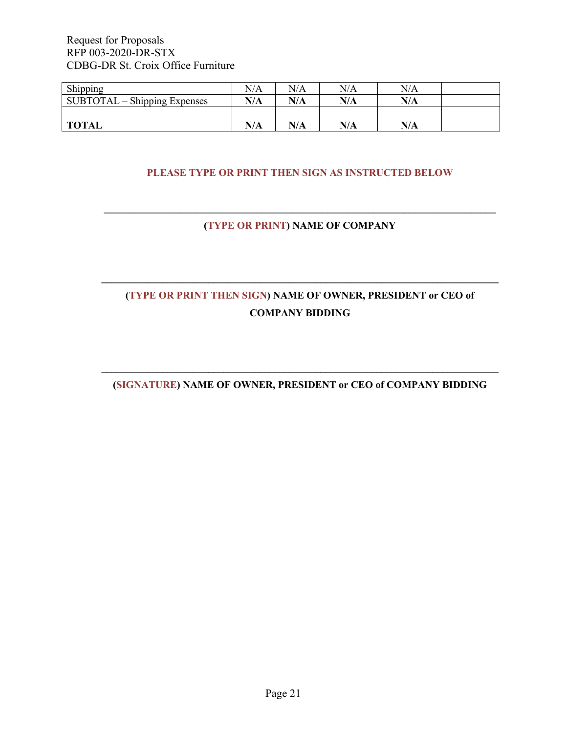| Shipping | N/A | N/A | N/A | N/A | |
|---|---|---|---|---|---|
| SUBTOTAL – Shipping Expenses | **N/A** | **N/A** | **N/A** | **N/A** | |
| | | | | | |
| **TOTAL** | **N/A** | **N/A** | **N/A** | **N/A** | |

**PLEASE TYPE OR PRINT THEN SIGN AS INSTRUCTED BELOW**

\_\_\_\_\_\_\_\_\_\_\_\_\_\_\_\_\_\_\_\_\_\_\_\_\_\_\_\_\_\_\_\_\_\_\_\_\_\_\_\_\_\_\_\_\_\_\_\_\_\_\_\_\_\_\_\_\_\_\_\_\_\_\_\_

**(TYPE OR PRINT) NAME OF COMPANY**

\_\_\_\_\_\_\_\_\_\_\_\_\_\_\_\_\_\_\_\_\_\_\_\_\_\_\_\_\_\_\_\_\_\_\_\_\_\_\_\_\_\_\_\_\_\_\_\_\_\_\_\_\_\_\_\_\_\_\_\_\_\_\_\_

**(TYPE OR PRINT THEN SIGN) NAME OF OWNER, PRESIDENT or CEO of COMPANY BIDDING**

\_\_\_\_\_\_\_\_\_\_\_\_\_\_\_\_\_\_\_\_\_\_\_\_\_\_\_\_\_\_\_\_\_\_\_\_\_\_\_\_\_\_\_\_\_\_\_\_\_\_\_\_\_\_\_\_\_\_\_\_\_\_\_\_

**(SIGNATURE) NAME OF OWNER, PRESIDENT or CEO of COMPANY BIDDING**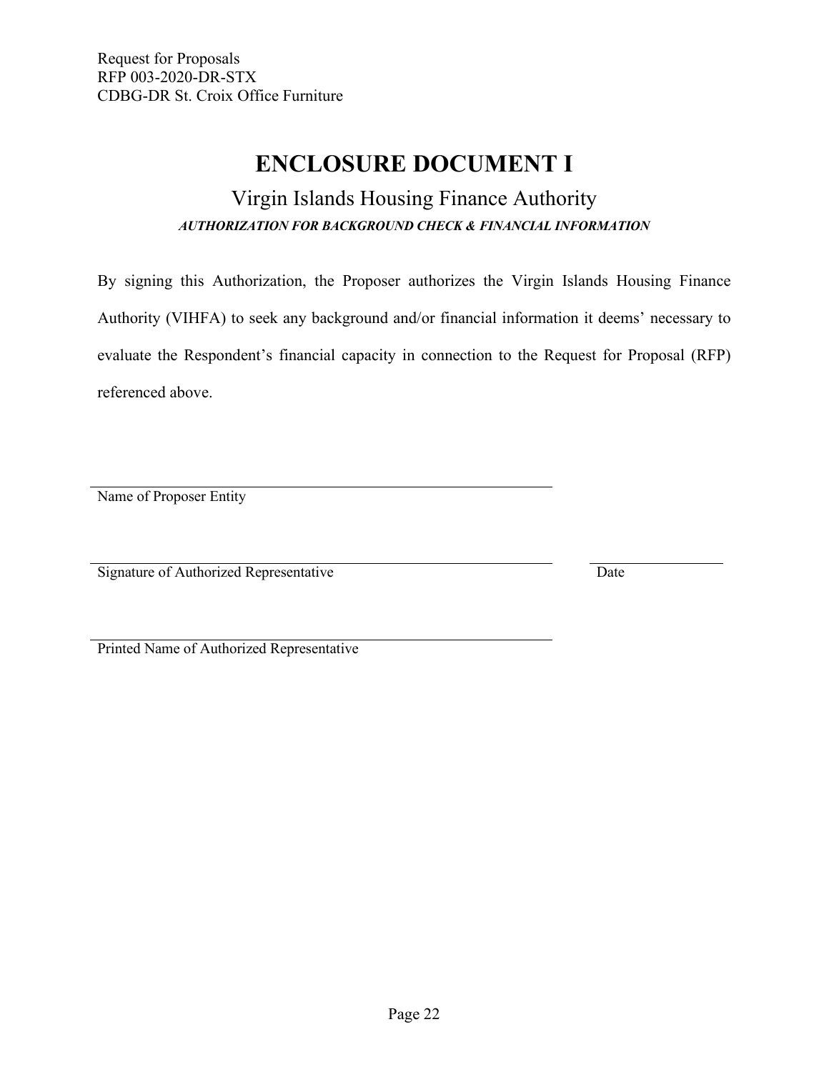# ENCLOSURE DOCUMENT I

## Virgin Islands Housing Finance Authority

***AUTHORIZATION FOR BACKGROUND CHECK & FINANCIAL INFORMATION***

By signing this Authorization, the Proposer authorizes the Virgin Islands Housing Finance Authority (VIHFA) to seek any background and/or financial information it deems' necessary to evaluate the Respondent's financial capacity in connection to the Request for Proposal (RFP) referenced above.

\_\_\_\_\_\_\_\_\_\_\_\_\_\_\_\_\_\_\_\_\_\_\_\_\_\_\_\_\_\_\_\_\_\_\_\_\_\_\_\_\_\_\_\_\_\_\_\_
Name of Proposer Entity

\_\_\_\_\_\_\_\_\_\_\_\_\_\_\_\_\_\_\_\_\_\_\_\_\_\_\_\_\_\_\_\_\_\_\_\_\_\_\_\_\_\_\_\_\_\_\_\_ \_\_\_\_\_\_\_\_\_\_\_\_\_\_
Signature of Authorized Representative Date

\_\_\_\_\_\_\_\_\_\_\_\_\_\_\_\_\_\_\_\_\_\_\_\_\_\_\_\_\_\_\_\_\_\_\_\_\_\_\_\_\_\_\_\_\_\_\_\_
Printed Name of Authorized Representative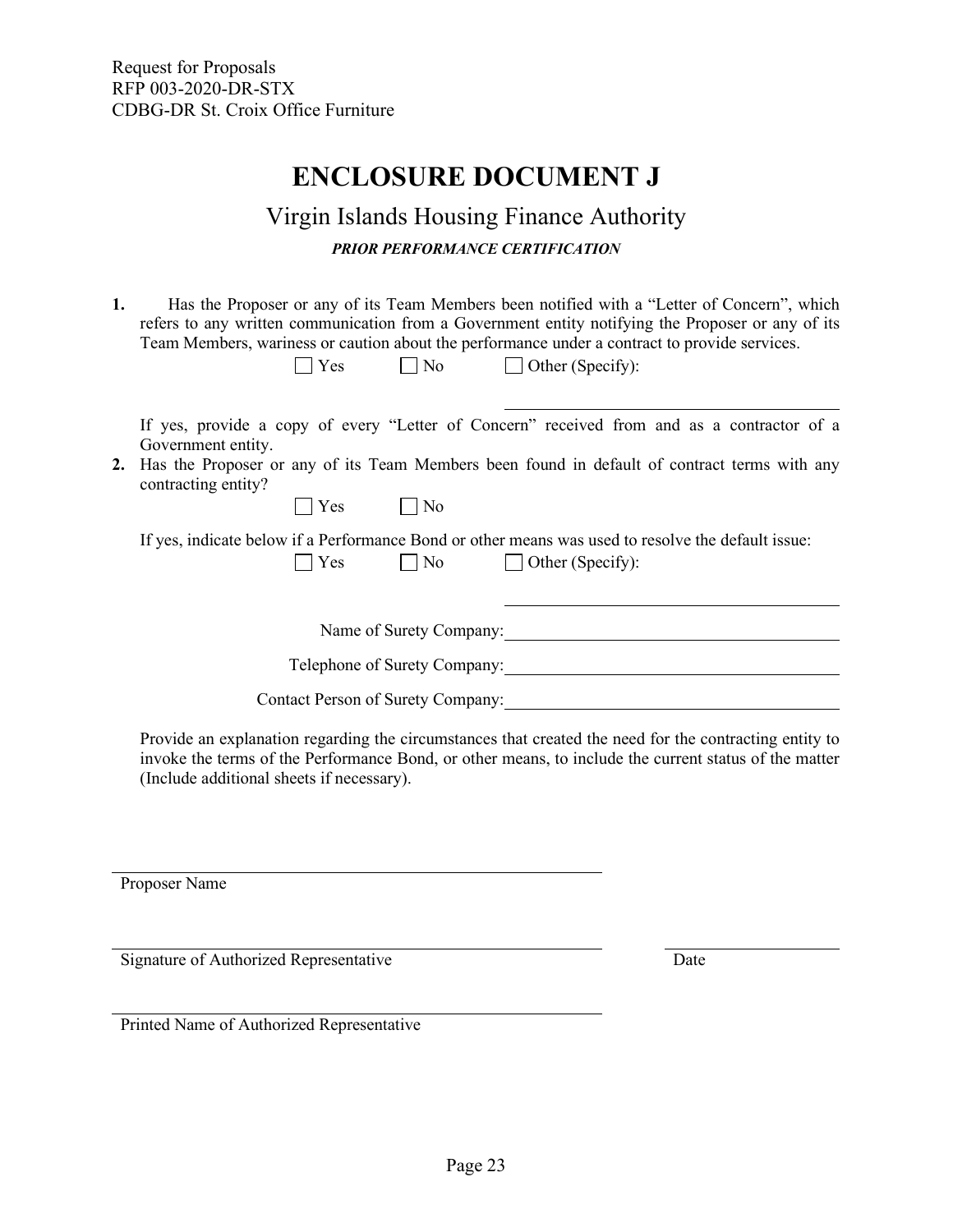Request for Proposals
RFP 003-2020-DR-STX
CDBG-DR St. Croix Office Furniture

# ENCLOSURE DOCUMENT J

## Virgin Islands Housing Finance Authority

***PRIOR PERFORMANCE CERTIFICATION***

**1.** Has the Proposer or any of its Team Members been notified with a "Letter of Concern", which refers to any written communication from a Government entity notifying the Proposer or any of its Team Members, wariness or caution about the performance under a contract to provide services.

☐ Yes ☐ No ☐ Other (Specify): \_\_\_\_\_\_\_\_\_\_\_\_\_\_\_\_\_\_\_\_\_\_\_\_\_\_\_\_\_\_

If yes, provide a copy of every "Letter of Concern" received from and as a contractor of a Government entity.

**2.** Has the Proposer or any of its Team Members been found in default of contract terms with any contracting entity?

☐ Yes ☐ No

If yes, indicate below if a Performance Bond or other means was used to resolve the default issue:

☐ Yes ☐ No ☐ Other (Specify): \_\_\_\_\_\_\_\_\_\_\_\_\_\_\_\_\_\_\_\_\_\_\_\_\_\_\_\_\_\_

Name of Surety Company: \_\_\_\_\_\_\_\_\_\_\_\_\_\_\_\_\_\_\_\_\_\_\_\_\_\_\_\_\_\_

Telephone of Surety Company: \_\_\_\_\_\_\_\_\_\_\_\_\_\_\_\_\_\_\_\_\_\_\_\_\_\_\_\_\_\_

Contact Person of Surety Company: \_\_\_\_\_\_\_\_\_\_\_\_\_\_\_\_\_\_\_\_\_\_\_\_\_\_\_\_\_\_

Provide an explanation regarding the circumstances that created the need for the contracting entity to invoke the terms of the Performance Bond, or other means, to include the current status of the matter (Include additional sheets if necessary).

\_\_\_\_\_\_\_\_\_\_\_\_\_\_\_\_\_\_\_\_\_\_\_\_\_\_\_\_\_\_\_\_\_\_\_\_\_\_\_\_
Proposer Name

\_\_\_\_\_\_\_\_\_\_\_\_\_\_\_\_\_\_\_\_\_\_\_\_\_\_\_\_\_\_\_\_\_\_\_\_\_\_\_\_ \_\_\_\_\_\_\_\_\_\_\_\_\_\_\_\_
Signature of Authorized Representative Date

\_\_\_\_\_\_\_\_\_\_\_\_\_\_\_\_\_\_\_\_\_\_\_\_\_\_\_\_\_\_\_\_\_\_\_\_\_\_\_\_
Printed Name of Authorized Representative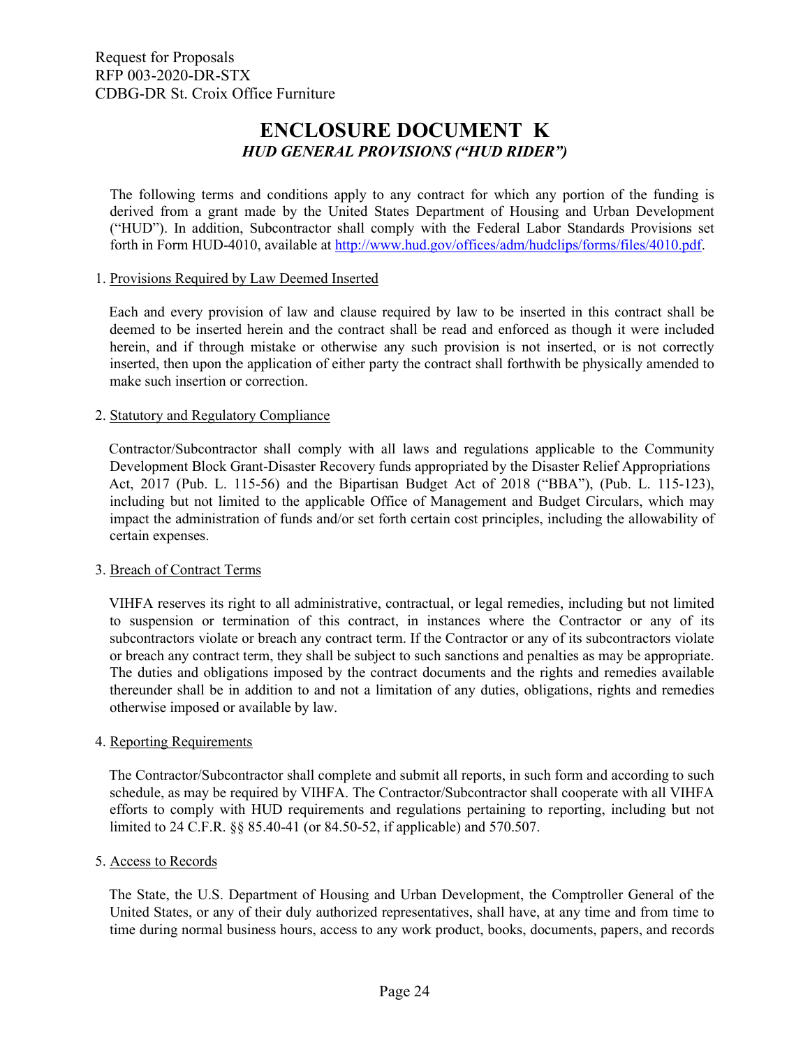Request for Proposals
RFP 003-2020-DR-STX
CDBG-DR St. Croix Office Furniture

# ENCLOSURE DOCUMENT K

## *HUD GENERAL PROVISIONS ("HUD RIDER")*

The following terms and conditions apply to any contract for which any portion of the funding is derived from a grant made by the United States Department of Housing and Urban Development ("HUD"). In addition, Subcontractor shall comply with the Federal Labor Standards Provisions set forth in Form HUD-4010, available at http://www.hud.gov/offices/adm/hudclips/forms/files/4010.pdf.

1. Provisions Required by Law Deemed Inserted

Each and every provision of law and clause required by law to be inserted in this contract shall be deemed to be inserted herein and the contract shall be read and enforced as though it were included herein, and if through mistake or otherwise any such provision is not inserted, or is not correctly inserted, then upon the application of either party the contract shall forthwith be physically amended to make such insertion or correction.

2. Statutory and Regulatory Compliance

Contractor/Subcontractor shall comply with all laws and regulations applicable to the Community Development Block Grant-Disaster Recovery funds appropriated by the Disaster Relief Appropriations Act, 2017 (Pub. L. 115-56) and the Bipartisan Budget Act of 2018 ("BBA"), (Pub. L. 115-123), including but not limited to the applicable Office of Management and Budget Circulars, which may impact the administration of funds and/or set forth certain cost principles, including the allowability of certain expenses.

3. Breach of Contract Terms

VIHFA reserves its right to all administrative, contractual, or legal remedies, including but not limited to suspension or termination of this contract, in instances where the Contractor or any of its subcontractors violate or breach any contract term. If the Contractor or any of its subcontractors violate or breach any contract term, they shall be subject to such sanctions and penalties as may be appropriate. The duties and obligations imposed by the contract documents and the rights and remedies available thereunder shall be in addition to and not a limitation of any duties, obligations, rights and remedies otherwise imposed or available by law.

4. Reporting Requirements

The Contractor/Subcontractor shall complete and submit all reports, in such form and according to such schedule, as may be required by VIHFA. The Contractor/Subcontractor shall cooperate with all VIHFA efforts to comply with HUD requirements and regulations pertaining to reporting, including but not limited to 24 C.F.R. §§ 85.40-41 (or 84.50-52, if applicable) and 570.507.

5. Access to Records

The State, the U.S. Department of Housing and Urban Development, the Comptroller General of the United States, or any of their duly authorized representatives, shall have, at any time and from time to time during normal business hours, access to any work product, books, documents, papers, and records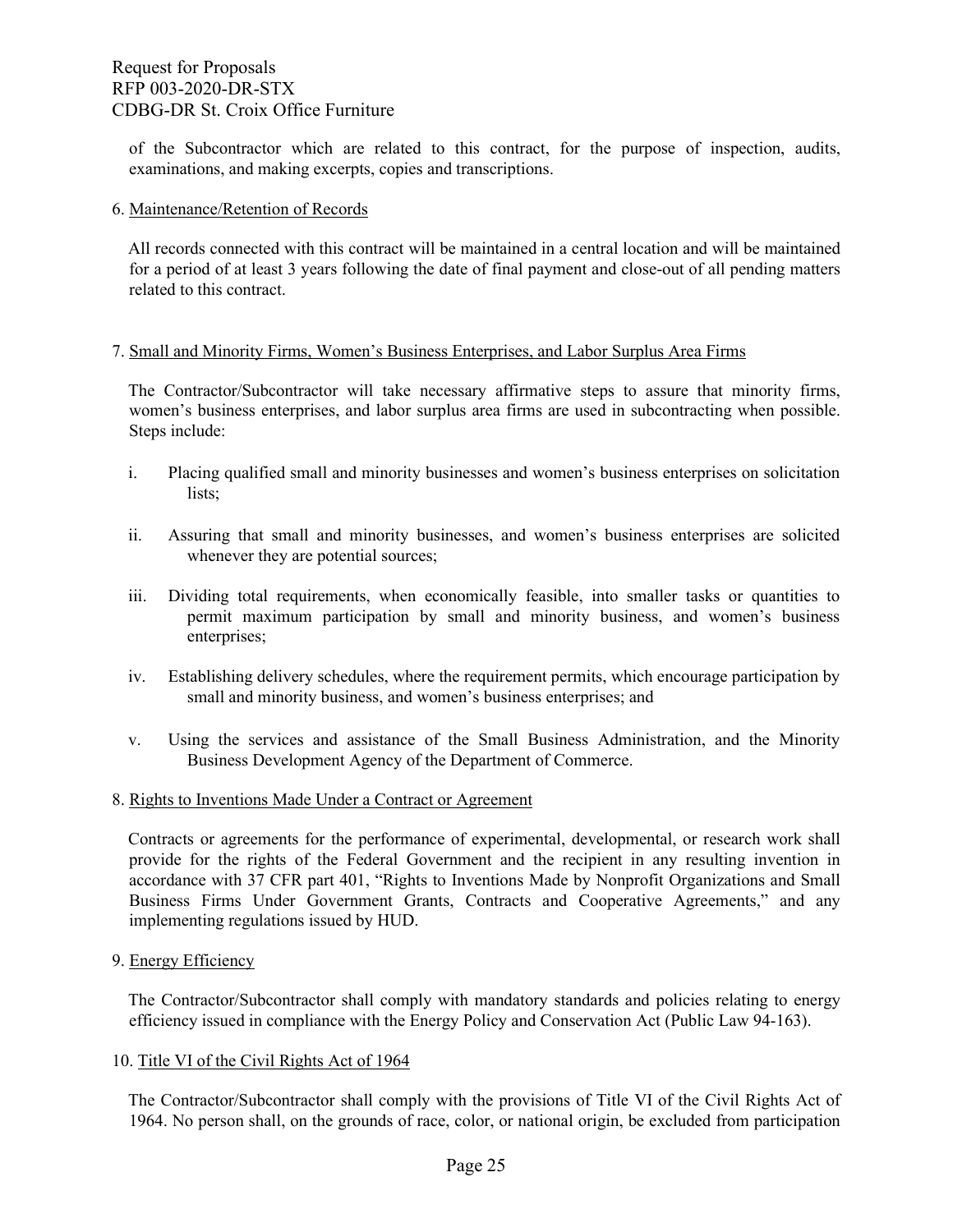of the Subcontractor which are related to this contract, for the purpose of inspection, audits, examinations, and making excerpts, copies and transcriptions.

6. Maintenance/Retention of Records

All records connected with this contract will be maintained in a central location and will be maintained for a period of at least 3 years following the date of final payment and close-out of all pending matters related to this contract.

7. Small and Minority Firms, Women's Business Enterprises, and Labor Surplus Area Firms

The Contractor/Subcontractor will take necessary affirmative steps to assure that minority firms, women's business enterprises, and labor surplus area firms are used in subcontracting when possible. Steps include:

i. Placing qualified small and minority businesses and women's business enterprises on solicitation lists;

ii. Assuring that small and minority businesses, and women's business enterprises are solicited whenever they are potential sources;

iii. Dividing total requirements, when economically feasible, into smaller tasks or quantities to permit maximum participation by small and minority business, and women's business enterprises;

iv. Establishing delivery schedules, where the requirement permits, which encourage participation by small and minority business, and women's business enterprises; and

v. Using the services and assistance of the Small Business Administration, and the Minority Business Development Agency of the Department of Commerce.

8. Rights to Inventions Made Under a Contract or Agreement

Contracts or agreements for the performance of experimental, developmental, or research work shall provide for the rights of the Federal Government and the recipient in any resulting invention in accordance with 37 CFR part 401, "Rights to Inventions Made by Nonprofit Organizations and Small Business Firms Under Government Grants, Contracts and Cooperative Agreements," and any implementing regulations issued by HUD.

9. Energy Efficiency

The Contractor/Subcontractor shall comply with mandatory standards and policies relating to energy efficiency issued in compliance with the Energy Policy and Conservation Act (Public Law 94-163).

10. Title VI of the Civil Rights Act of 1964

The Contractor/Subcontractor shall comply with the provisions of Title VI of the Civil Rights Act of 1964. No person shall, on the grounds of race, color, or national origin, be excluded from participation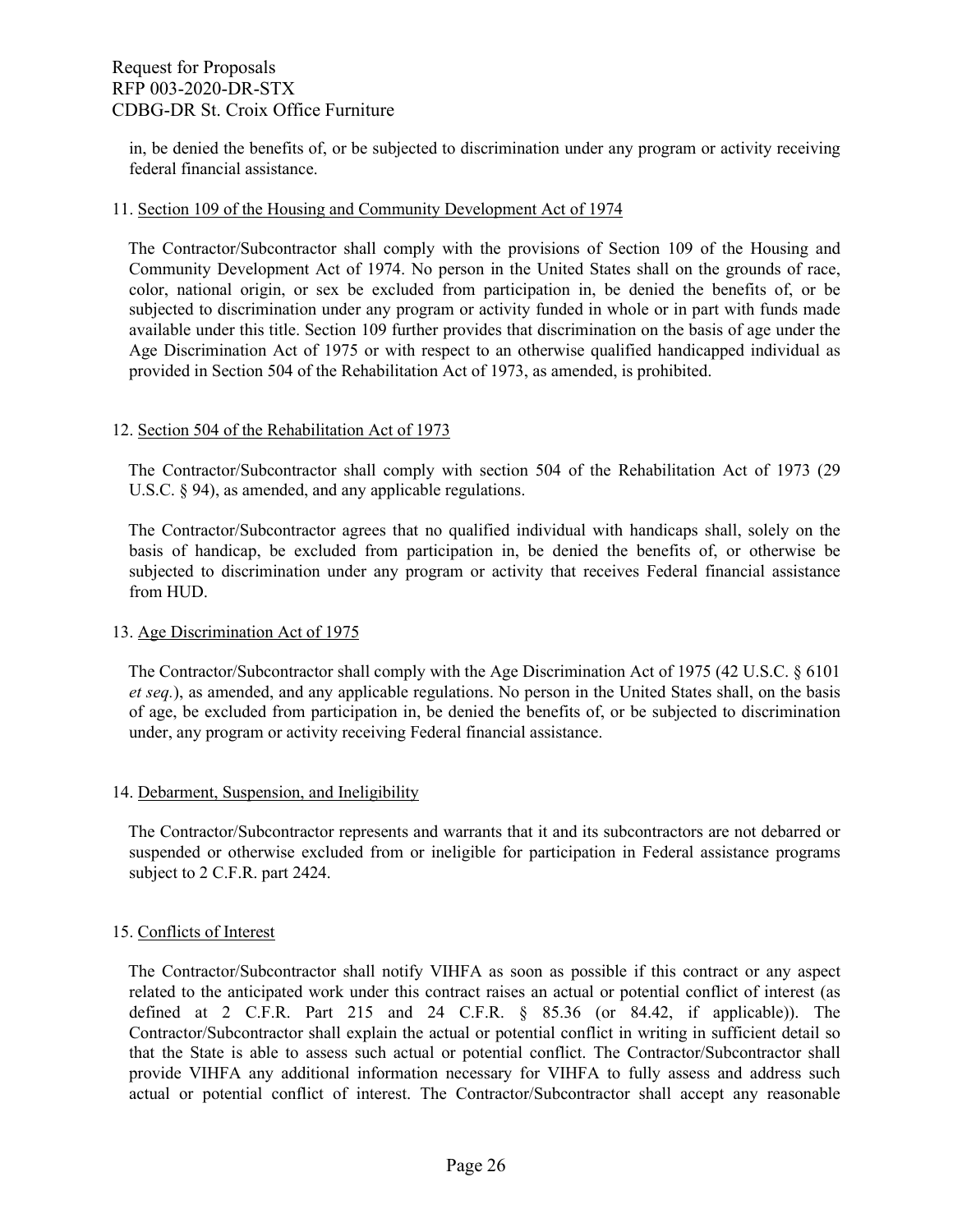in, be denied the benefits of, or be subjected to discrimination under any program or activity receiving federal financial assistance.

11. Section 109 of the Housing and Community Development Act of 1974

The Contractor/Subcontractor shall comply with the provisions of Section 109 of the Housing and Community Development Act of 1974. No person in the United States shall on the grounds of race, color, national origin, or sex be excluded from participation in, be denied the benefits of, or be subjected to discrimination under any program or activity funded in whole or in part with funds made available under this title. Section 109 further provides that discrimination on the basis of age under the Age Discrimination Act of 1975 or with respect to an otherwise qualified handicapped individual as provided in Section 504 of the Rehabilitation Act of 1973, as amended, is prohibited.

12. Section 504 of the Rehabilitation Act of 1973

The Contractor/Subcontractor shall comply with section 504 of the Rehabilitation Act of 1973 (29 U.S.C. § 94), as amended, and any applicable regulations.

The Contractor/Subcontractor agrees that no qualified individual with handicaps shall, solely on the basis of handicap, be excluded from participation in, be denied the benefits of, or otherwise be subjected to discrimination under any program or activity that receives Federal financial assistance from HUD.

13. Age Discrimination Act of 1975

The Contractor/Subcontractor shall comply with the Age Discrimination Act of 1975 (42 U.S.C. § 6101 *et seq.*), as amended, and any applicable regulations. No person in the United States shall, on the basis of age, be excluded from participation in, be denied the benefits of, or be subjected to discrimination under, any program or activity receiving Federal financial assistance.

14. Debarment, Suspension, and Ineligibility

The Contractor/Subcontractor represents and warrants that it and its subcontractors are not debarred or suspended or otherwise excluded from or ineligible for participation in Federal assistance programs subject to 2 C.F.R. part 2424.

15. Conflicts of Interest

The Contractor/Subcontractor shall notify VIHFA as soon as possible if this contract or any aspect related to the anticipated work under this contract raises an actual or potential conflict of interest (as defined at 2 C.F.R. Part 215 and 24 C.F.R. § 85.36 (or 84.42, if applicable)). The Contractor/Subcontractor shall explain the actual or potential conflict in writing in sufficient detail so that the State is able to assess such actual or potential conflict. The Contractor/Subcontractor shall provide VIHFA any additional information necessary for VIHFA to fully assess and address such actual or potential conflict of interest. The Contractor/Subcontractor shall accept any reasonable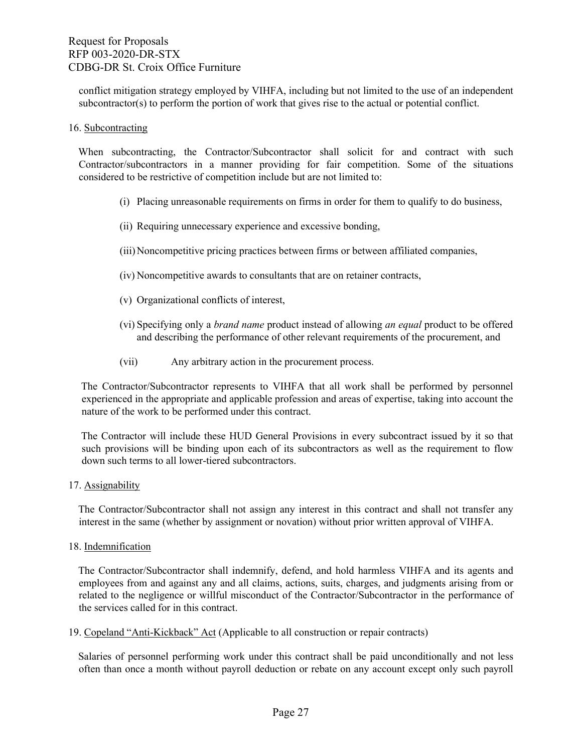conflict mitigation strategy employed by VIHFA, including but not limited to the use of an independent subcontractor(s) to perform the portion of work that gives rise to the actual or potential conflict.

16. Subcontracting

When subcontracting, the Contractor/Subcontractor shall solicit for and contract with such Contractor/subcontractors in a manner providing for fair competition. Some of the situations considered to be restrictive of competition include but are not limited to:

(i) Placing unreasonable requirements on firms in order for them to qualify to do business,

(ii) Requiring unnecessary experience and excessive bonding,

(iii) Noncompetitive pricing practices between firms or between affiliated companies,

(iv) Noncompetitive awards to consultants that are on retainer contracts,

(v) Organizational conflicts of interest,

(vi) Specifying only a *brand name* product instead of allowing *an equal* product to be offered and describing the performance of other relevant requirements of the procurement, and

(vii) Any arbitrary action in the procurement process.

The Contractor/Subcontractor represents to VIHFA that all work shall be performed by personnel experienced in the appropriate and applicable profession and areas of expertise, taking into account the nature of the work to be performed under this contract.

The Contractor will include these HUD General Provisions in every subcontract issued by it so that such provisions will be binding upon each of its subcontractors as well as the requirement to flow down such terms to all lower-tiered subcontractors.

17. Assignability

The Contractor/Subcontractor shall not assign any interest in this contract and shall not transfer any interest in the same (whether by assignment or novation) without prior written approval of VIHFA.

18. Indemnification

The Contractor/Subcontractor shall indemnify, defend, and hold harmless VIHFA and its agents and employees from and against any and all claims, actions, suits, charges, and judgments arising from or related to the negligence or willful misconduct of the Contractor/Subcontractor in the performance of the services called for in this contract.

19. Copeland "Anti-Kickback" Act (Applicable to all construction or repair contracts)

Salaries of personnel performing work under this contract shall be paid unconditionally and not less often than once a month without payroll deduction or rebate on any account except only such payroll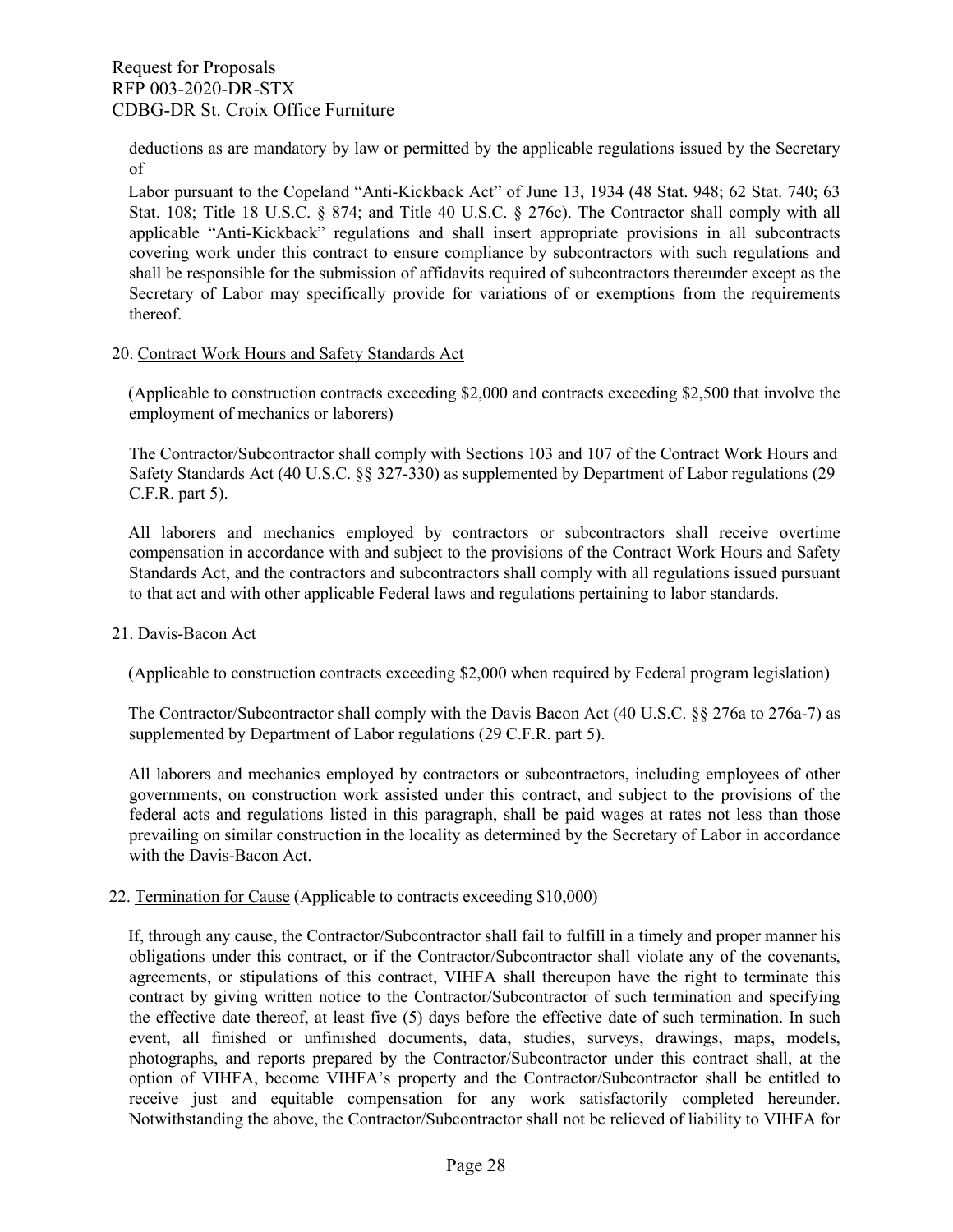deductions as are mandatory by law or permitted by the applicable regulations issued by the Secretary of

Labor pursuant to the Copeland "Anti-Kickback Act" of June 13, 1934 (48 Stat. 948; 62 Stat. 740; 63 Stat. 108; Title 18 U.S.C. § 874; and Title 40 U.S.C. § 276c). The Contractor shall comply with all applicable "Anti-Kickback" regulations and shall insert appropriate provisions in all subcontracts covering work under this contract to ensure compliance by subcontractors with such regulations and shall be responsible for the submission of affidavits required of subcontractors thereunder except as the Secretary of Labor may specifically provide for variations of or exemptions from the requirements thereof.

20. <u>Contract Work Hours and Safety Standards Act</u>

(Applicable to construction contracts exceeding $2,000 and contracts exceeding $2,500 that involve the employment of mechanics or laborers)

The Contractor/Subcontractor shall comply with Sections 103 and 107 of the Contract Work Hours and Safety Standards Act (40 U.S.C. §§ 327-330) as supplemented by Department of Labor regulations (29 C.F.R. part 5).

All laborers and mechanics employed by contractors or subcontractors shall receive overtime compensation in accordance with and subject to the provisions of the Contract Work Hours and Safety Standards Act, and the contractors and subcontractors shall comply with all regulations issued pursuant to that act and with other applicable Federal laws and regulations pertaining to labor standards.

21. <u>Davis-Bacon Act</u>

(Applicable to construction contracts exceeding $2,000 when required by Federal program legislation)

The Contractor/Subcontractor shall comply with the Davis Bacon Act (40 U.S.C. §§ 276a to 276a-7) as supplemented by Department of Labor regulations (29 C.F.R. part 5).

All laborers and mechanics employed by contractors or subcontractors, including employees of other governments, on construction work assisted under this contract, and subject to the provisions of the federal acts and regulations listed in this paragraph, shall be paid wages at rates not less than those prevailing on similar construction in the locality as determined by the Secretary of Labor in accordance with the Davis-Bacon Act.

22. <u>Termination for Cause</u> (Applicable to contracts exceeding $10,000)

If, through any cause, the Contractor/Subcontractor shall fail to fulfill in a timely and proper manner his obligations under this contract, or if the Contractor/Subcontractor shall violate any of the covenants, agreements, or stipulations of this contract, VIHFA shall thereupon have the right to terminate this contract by giving written notice to the Contractor/Subcontractor of such termination and specifying the effective date thereof, at least five (5) days before the effective date of such termination. In such event, all finished or unfinished documents, data, studies, surveys, drawings, maps, models, photographs, and reports prepared by the Contractor/Subcontractor under this contract shall, at the option of VIHFA, become VIHFA's property and the Contractor/Subcontractor shall be entitled to receive just and equitable compensation for any work satisfactorily completed hereunder. Notwithstanding the above, the Contractor/Subcontractor shall not be relieved of liability to VIHFA for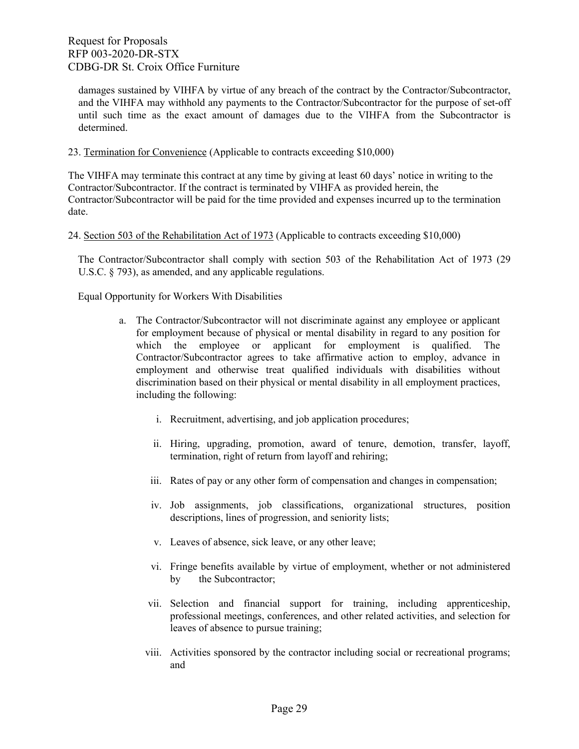damages sustained by VIHFA by virtue of any breach of the contract by the Contractor/Subcontractor, and the VIHFA may withhold any payments to the Contractor/Subcontractor for the purpose of set-off until such time as the exact amount of damages due to the VIHFA from the Subcontractor is determined.

23. Termination for Convenience (Applicable to contracts exceeding $10,000)

The VIHFA may terminate this contract at any time by giving at least 60 days' notice in writing to the Contractor/Subcontractor. If the contract is terminated by VIHFA as provided herein, the Contractor/Subcontractor will be paid for the time provided and expenses incurred up to the termination date.

24. Section 503 of the Rehabilitation Act of 1973 (Applicable to contracts exceeding $10,000)

The Contractor/Subcontractor shall comply with section 503 of the Rehabilitation Act of 1973 (29 U.S.C. § 793), as amended, and any applicable regulations.

Equal Opportunity for Workers With Disabilities

a. The Contractor/Subcontractor will not discriminate against any employee or applicant for employment because of physical or mental disability in regard to any position for which the employee or applicant for employment is qualified. The Contractor/Subcontractor agrees to take affirmative action to employ, advance in employment and otherwise treat qualified individuals with disabilities without discrimination based on their physical or mental disability in all employment practices, including the following:

   i. Recruitment, advertising, and job application procedures;

   ii. Hiring, upgrading, promotion, award of tenure, demotion, transfer, layoff, termination, right of return from layoff and rehiring;

   iii. Rates of pay or any other form of compensation and changes in compensation;

   iv. Job assignments, job classifications, organizational structures, position descriptions, lines of progression, and seniority lists;

   v. Leaves of absence, sick leave, or any other leave;

   vi. Fringe benefits available by virtue of employment, whether or not administered by the Subcontractor;

   vii. Selection and financial support for training, including apprenticeship, professional meetings, conferences, and other related activities, and selection for leaves of absence to pursue training;

   viii. Activities sponsored by the contractor including social or recreational programs; and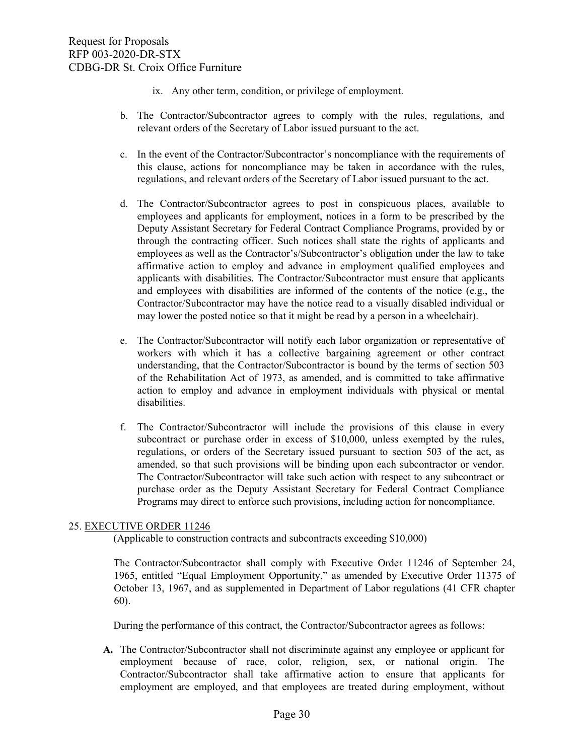ix. Any other term, condition, or privilege of employment.

b. The Contractor/Subcontractor agrees to comply with the rules, regulations, and relevant orders of the Secretary of Labor issued pursuant to the act.

c. In the event of the Contractor/Subcontractor's noncompliance with the requirements of this clause, actions for noncompliance may be taken in accordance with the rules, regulations, and relevant orders of the Secretary of Labor issued pursuant to the act.

d. The Contractor/Subcontractor agrees to post in conspicuous places, available to employees and applicants for employment, notices in a form to be prescribed by the Deputy Assistant Secretary for Federal Contract Compliance Programs, provided by or through the contracting officer. Such notices shall state the rights of applicants and employees as well as the Contractor's/Subcontractor's obligation under the law to take affirmative action to employ and advance in employment qualified employees and applicants with disabilities. The Contractor/Subcontractor must ensure that applicants and employees with disabilities are informed of the contents of the notice (e.g., the Contractor/Subcontractor may have the notice read to a visually disabled individual or may lower the posted notice so that it might be read by a person in a wheelchair).

e. The Contractor/Subcontractor will notify each labor organization or representative of workers with which it has a collective bargaining agreement or other contract understanding, that the Contractor/Subcontractor is bound by the terms of section 503 of the Rehabilitation Act of 1973, as amended, and is committed to take affirmative action to employ and advance in employment individuals with physical or mental disabilities.

f. The Contractor/Subcontractor will include the provisions of this clause in every subcontract or purchase order in excess of $10,000, unless exempted by the rules, regulations, or orders of the Secretary issued pursuant to section 503 of the act, as amended, so that such provisions will be binding upon each subcontractor or vendor. The Contractor/Subcontractor will take such action with respect to any subcontract or purchase order as the Deputy Assistant Secretary for Federal Contract Compliance Programs may direct to enforce such provisions, including action for noncompliance.

25. EXECUTIVE ORDER 11246

(Applicable to construction contracts and subcontracts exceeding $10,000)

The Contractor/Subcontractor shall comply with Executive Order 11246 of September 24, 1965, entitled "Equal Employment Opportunity," as amended by Executive Order 11375 of October 13, 1967, and as supplemented in Department of Labor regulations (41 CFR chapter 60).

During the performance of this contract, the Contractor/Subcontractor agrees as follows:

**A.** The Contractor/Subcontractor shall not discriminate against any employee or applicant for employment because of race, color, religion, sex, or national origin. The Contractor/Subcontractor shall take affirmative action to ensure that applicants for employment are employed, and that employees are treated during employment, without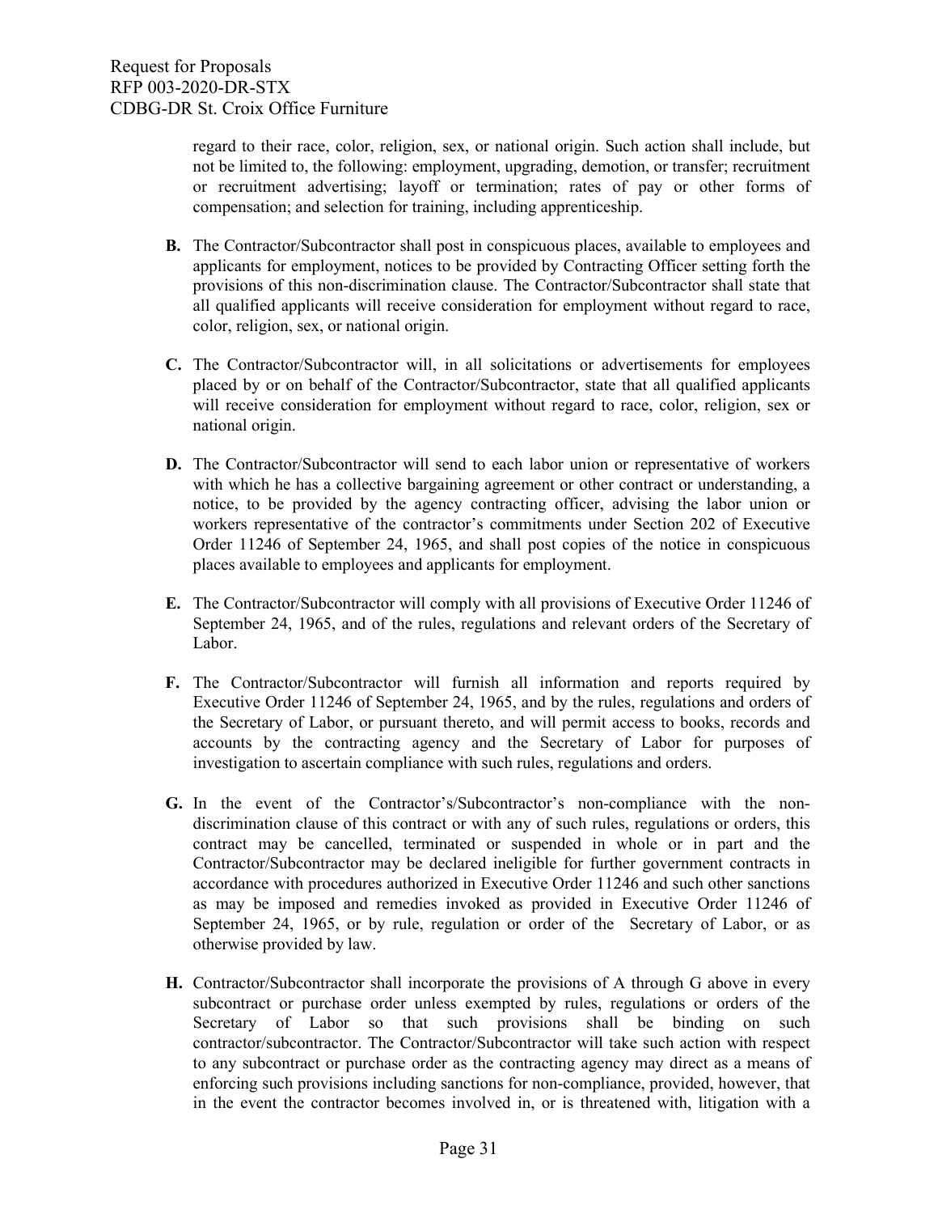regard to their race, color, religion, sex, or national origin. Such action shall include, but not be limited to, the following: employment, upgrading, demotion, or transfer; recruitment or recruitment advertising; layoff or termination; rates of pay or other forms of compensation; and selection for training, including apprenticeship.

**B.** The Contractor/Subcontractor shall post in conspicuous places, available to employees and applicants for employment, notices to be provided by Contracting Officer setting forth the provisions of this non-discrimination clause. The Contractor/Subcontractor shall state that all qualified applicants will receive consideration for employment without regard to race, color, religion, sex, or national origin.

**C.** The Contractor/Subcontractor will, in all solicitations or advertisements for employees placed by or on behalf of the Contractor/Subcontractor, state that all qualified applicants will receive consideration for employment without regard to race, color, religion, sex or national origin.

**D.** The Contractor/Subcontractor will send to each labor union or representative of workers with which he has a collective bargaining agreement or other contract or understanding, a notice, to be provided by the agency contracting officer, advising the labor union or workers representative of the contractor's commitments under Section 202 of Executive Order 11246 of September 24, 1965, and shall post copies of the notice in conspicuous places available to employees and applicants for employment.

**E.** The Contractor/Subcontractor will comply with all provisions of Executive Order 11246 of September 24, 1965, and of the rules, regulations and relevant orders of the Secretary of Labor.

**F.** The Contractor/Subcontractor will furnish all information and reports required by Executive Order 11246 of September 24, 1965, and by the rules, regulations and orders of the Secretary of Labor, or pursuant thereto, and will permit access to books, records and accounts by the contracting agency and the Secretary of Labor for purposes of investigation to ascertain compliance with such rules, regulations and orders.

**G.** In the event of the Contractor's/Subcontractor's non-compliance with the non-discrimination clause of this contract or with any of such rules, regulations or orders, this contract may be cancelled, terminated or suspended in whole or in part and the Contractor/Subcontractor may be declared ineligible for further government contracts in accordance with procedures authorized in Executive Order 11246 and such other sanctions as may be imposed and remedies invoked as provided in Executive Order 11246 of September 24, 1965, or by rule, regulation or order of the Secretary of Labor, or as otherwise provided by law.

**H.** Contractor/Subcontractor shall incorporate the provisions of A through G above in every subcontract or purchase order unless exempted by rules, regulations or orders of the Secretary of Labor so that such provisions shall be binding on such contractor/subcontractor. The Contractor/Subcontractor will take such action with respect to any subcontract or purchase order as the contracting agency may direct as a means of enforcing such provisions including sanctions for non-compliance, provided, however, that in the event the contractor becomes involved in, or is threatened with, litigation with a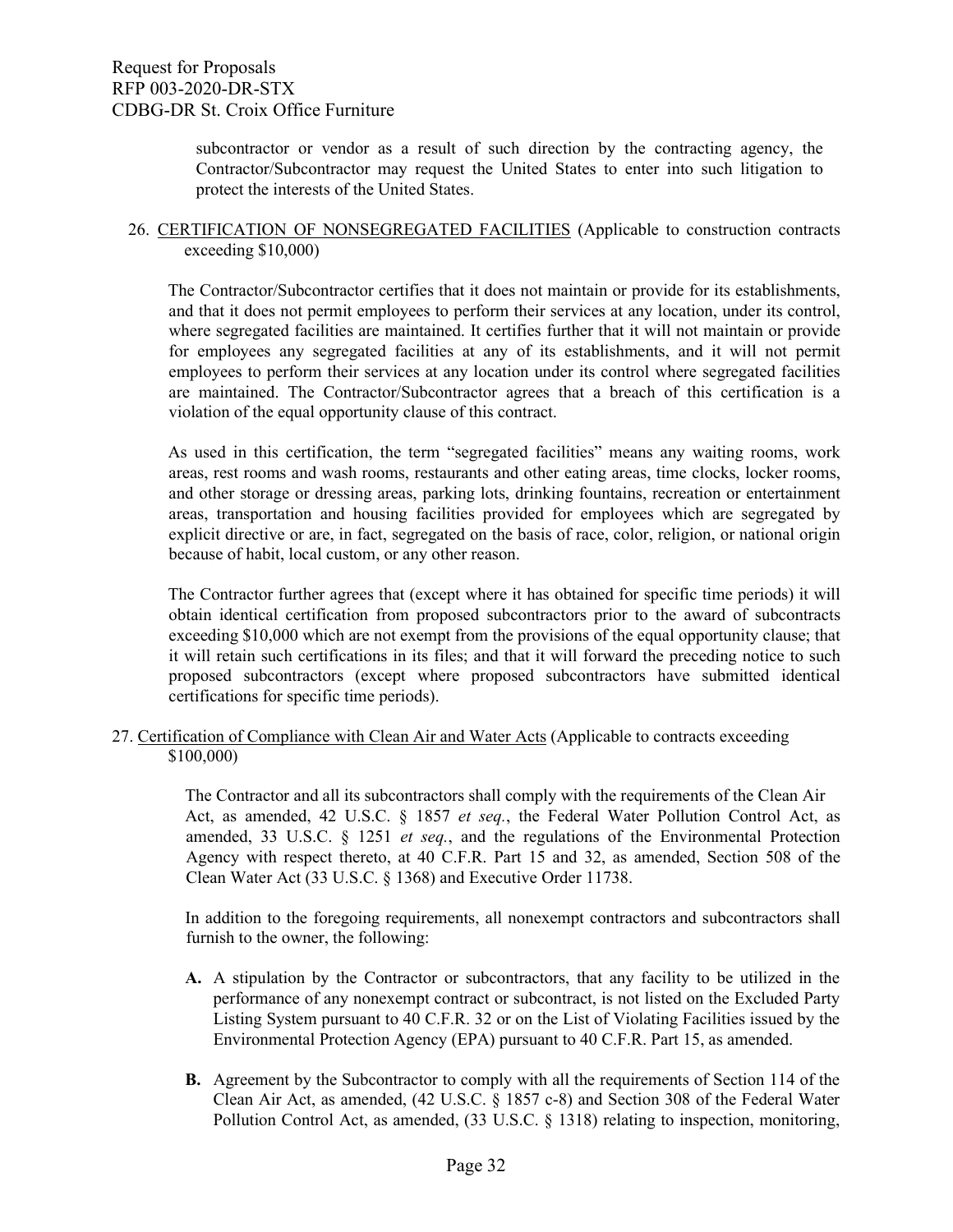subcontractor or vendor as a result of such direction by the contracting agency, the Contractor/Subcontractor may request the United States to enter into such litigation to protect the interests of the United States.

26. CERTIFICATION OF NONSEGREGATED FACILITIES (Applicable to construction contracts exceeding $10,000)

The Contractor/Subcontractor certifies that it does not maintain or provide for its establishments, and that it does not permit employees to perform their services at any location, under its control, where segregated facilities are maintained. It certifies further that it will not maintain or provide for employees any segregated facilities at any of its establishments, and it will not permit employees to perform their services at any location under its control where segregated facilities are maintained. The Contractor/Subcontractor agrees that a breach of this certification is a violation of the equal opportunity clause of this contract.

As used in this certification, the term "segregated facilities" means any waiting rooms, work areas, rest rooms and wash rooms, restaurants and other eating areas, time clocks, locker rooms, and other storage or dressing areas, parking lots, drinking fountains, recreation or entertainment areas, transportation and housing facilities provided for employees which are segregated by explicit directive or are, in fact, segregated on the basis of race, color, religion, or national origin because of habit, local custom, or any other reason.

The Contractor further agrees that (except where it has obtained for specific time periods) it will obtain identical certification from proposed subcontractors prior to the award of subcontracts exceeding $10,000 which are not exempt from the provisions of the equal opportunity clause; that it will retain such certifications in its files; and that it will forward the preceding notice to such proposed subcontractors (except where proposed subcontractors have submitted identical certifications for specific time periods).

27. Certification of Compliance with Clean Air and Water Acts (Applicable to contracts exceeding $100,000)

The Contractor and all its subcontractors shall comply with the requirements of the Clean Air Act, as amended, 42 U.S.C. § 1857 *et seq.*, the Federal Water Pollution Control Act, as amended, 33 U.S.C. § 1251 *et seq.*, and the regulations of the Environmental Protection Agency with respect thereto, at 40 C.F.R. Part 15 and 32, as amended, Section 508 of the Clean Water Act (33 U.S.C. § 1368) and Executive Order 11738.

In addition to the foregoing requirements, all nonexempt contractors and subcontractors shall furnish to the owner, the following:

**A.** A stipulation by the Contractor or subcontractors, that any facility to be utilized in the performance of any nonexempt contract or subcontract, is not listed on the Excluded Party Listing System pursuant to 40 C.F.R. 32 or on the List of Violating Facilities issued by the Environmental Protection Agency (EPA) pursuant to 40 C.F.R. Part 15, as amended.

**B.** Agreement by the Subcontractor to comply with all the requirements of Section 114 of the Clean Air Act, as amended, (42 U.S.C. § 1857 c-8) and Section 308 of the Federal Water Pollution Control Act, as amended, (33 U.S.C. § 1318) relating to inspection, monitoring,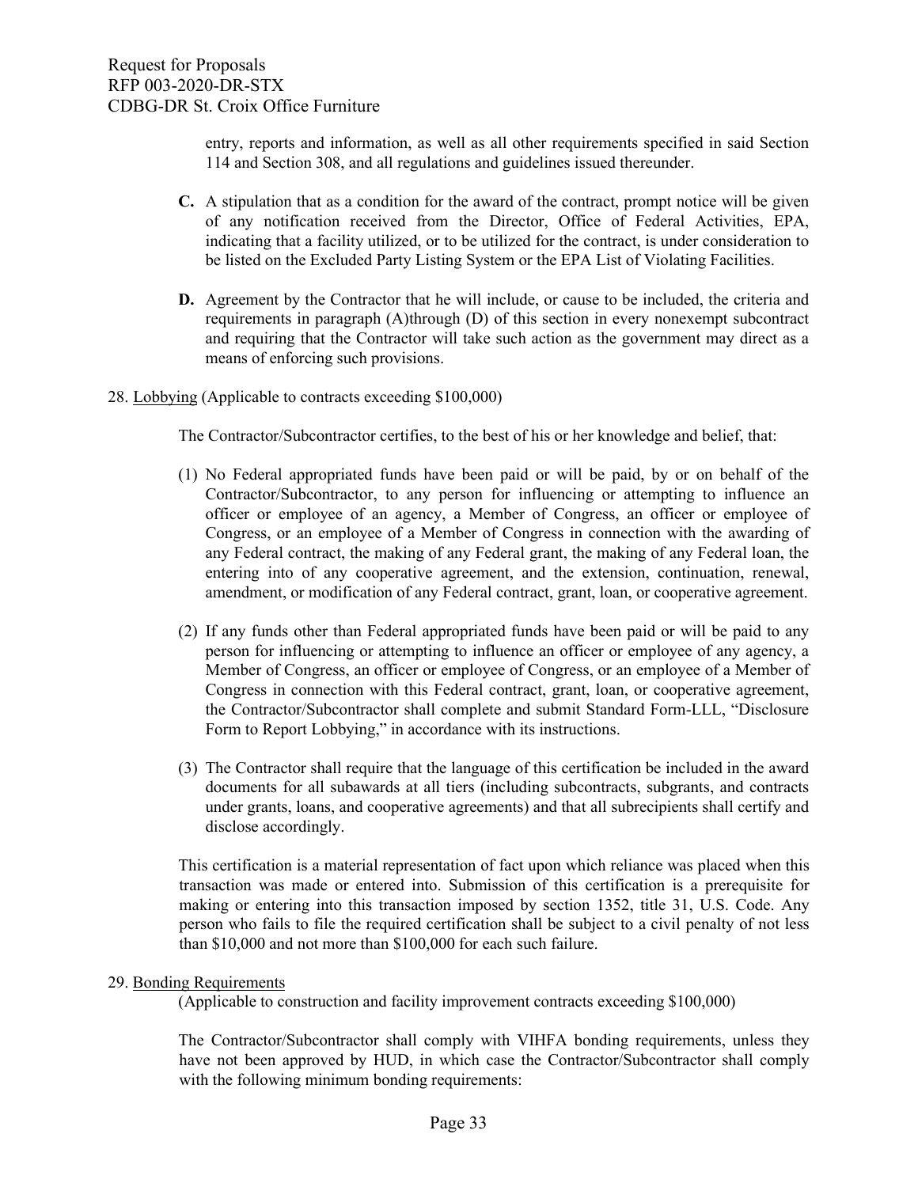entry, reports and information, as well as all other requirements specified in said Section 114 and Section 308, and all regulations and guidelines issued thereunder.

**C.** A stipulation that as a condition for the award of the contract, prompt notice will be given of any notification received from the Director, Office of Federal Activities, EPA, indicating that a facility utilized, or to be utilized for the contract, is under consideration to be listed on the Excluded Party Listing System or the EPA List of Violating Facilities.

**D.** Agreement by the Contractor that he will include, or cause to be included, the criteria and requirements in paragraph (A)through (D) of this section in every nonexempt subcontract and requiring that the Contractor will take such action as the government may direct as a means of enforcing such provisions.

28. Lobbying (Applicable to contracts exceeding $100,000)

The Contractor/Subcontractor certifies, to the best of his or her knowledge and belief, that:

(1) No Federal appropriated funds have been paid or will be paid, by or on behalf of the Contractor/Subcontractor, to any person for influencing or attempting to influence an officer or employee of an agency, a Member of Congress, an officer or employee of Congress, or an employee of a Member of Congress in connection with the awarding of any Federal contract, the making of any Federal grant, the making of any Federal loan, the entering into of any cooperative agreement, and the extension, continuation, renewal, amendment, or modification of any Federal contract, grant, loan, or cooperative agreement.

(2) If any funds other than Federal appropriated funds have been paid or will be paid to any person for influencing or attempting to influence an officer or employee of any agency, a Member of Congress, an officer or employee of Congress, or an employee of a Member of Congress in connection with this Federal contract, grant, loan, or cooperative agreement, the Contractor/Subcontractor shall complete and submit Standard Form-LLL, "Disclosure Form to Report Lobbying," in accordance with its instructions.

(3) The Contractor shall require that the language of this certification be included in the award documents for all subawards at all tiers (including subcontracts, subgrants, and contracts under grants, loans, and cooperative agreements) and that all subrecipients shall certify and disclose accordingly.

This certification is a material representation of fact upon which reliance was placed when this transaction was made or entered into. Submission of this certification is a prerequisite for making or entering into this transaction imposed by section 1352, title 31, U.S. Code. Any person who fails to file the required certification shall be subject to a civil penalty of not less than $10,000 and not more than $100,000 for each such failure.

29. Bonding Requirements

(Applicable to construction and facility improvement contracts exceeding $100,000)

The Contractor/Subcontractor shall comply with VIHFA bonding requirements, unless they have not been approved by HUD, in which case the Contractor/Subcontractor shall comply with the following minimum bonding requirements: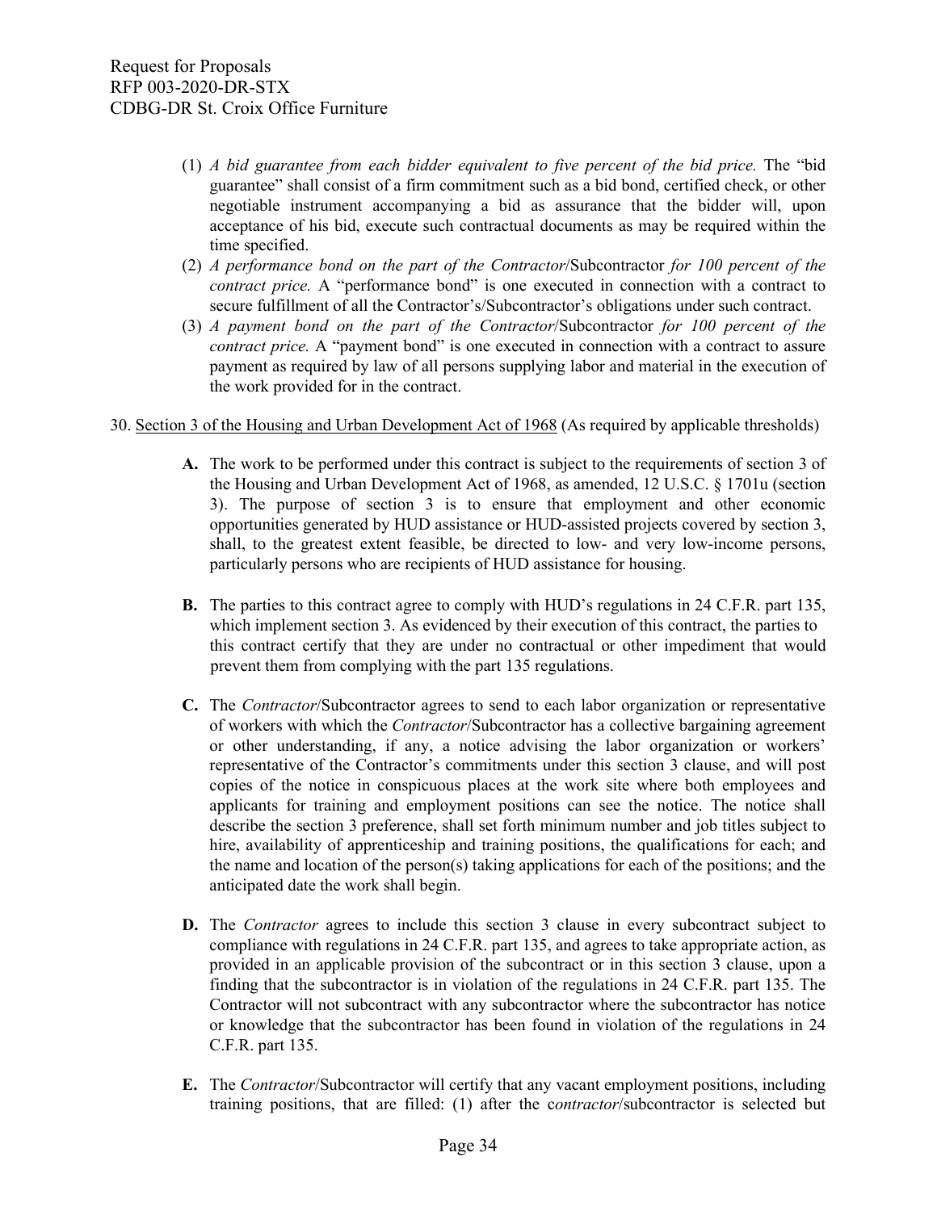(1) *A bid guarantee from each bidder equivalent to five percent of the bid price.* The "bid guarantee" shall consist of a firm commitment such as a bid bond, certified check, or other negotiable instrument accompanying a bid as assurance that the bidder will, upon acceptance of his bid, execute such contractual documents as may be required within the time specified.

(2) *A performance bond on the part of the Contractor*/Subcontractor *for 100 percent of the contract price.* A "performance bond" is one executed in connection with a contract to secure fulfillment of all the Contractor's/Subcontractor's obligations under such contract.

(3) *A payment bond on the part of the Contractor*/Subcontractor *for 100 percent of the contract price.* A "payment bond" is one executed in connection with a contract to assure payment as required by law of all persons supplying labor and material in the execution of the work provided for in the contract.

30. Section 3 of the Housing and Urban Development Act of 1968 (As required by applicable thresholds)

**A.** The work to be performed under this contract is subject to the requirements of section 3 of the Housing and Urban Development Act of 1968, as amended, 12 U.S.C. § 1701u (section 3). The purpose of section 3 is to ensure that employment and other economic opportunities generated by HUD assistance or HUD-assisted projects covered by section 3, shall, to the greatest extent feasible, be directed to low- and very low-income persons, particularly persons who are recipients of HUD assistance for housing.

**B.** The parties to this contract agree to comply with HUD's regulations in 24 C.F.R. part 135, which implement section 3. As evidenced by their execution of this contract, the parties to this contract certify that they are under no contractual or other impediment that would prevent them from complying with the part 135 regulations.

**C.** The *Contractor*/Subcontractor agrees to send to each labor organization or representative of workers with which the *Contractor*/Subcontractor has a collective bargaining agreement or other understanding, if any, a notice advising the labor organization or workers' representative of the Contractor's commitments under this section 3 clause, and will post copies of the notice in conspicuous places at the work site where both employees and applicants for training and employment positions can see the notice. The notice shall describe the section 3 preference, shall set forth minimum number and job titles subject to hire, availability of apprenticeship and training positions, the qualifications for each; and the name and location of the person(s) taking applications for each of the positions; and the anticipated date the work shall begin.

**D.** The *Contractor* agrees to include this section 3 clause in every subcontract subject to compliance with regulations in 24 C.F.R. part 135, and agrees to take appropriate action, as provided in an applicable provision of the subcontract or in this section 3 clause, upon a finding that the subcontractor is in violation of the regulations in 24 C.F.R. part 135. The Contractor will not subcontract with any subcontractor where the subcontractor has notice or knowledge that the subcontractor has been found in violation of the regulations in 24 C.F.R. part 135.

**E.** The *Contractor*/Subcontractor will certify that any vacant employment positions, including training positions, that are filled: (1) after the c*ontractor*/subcontractor is selected but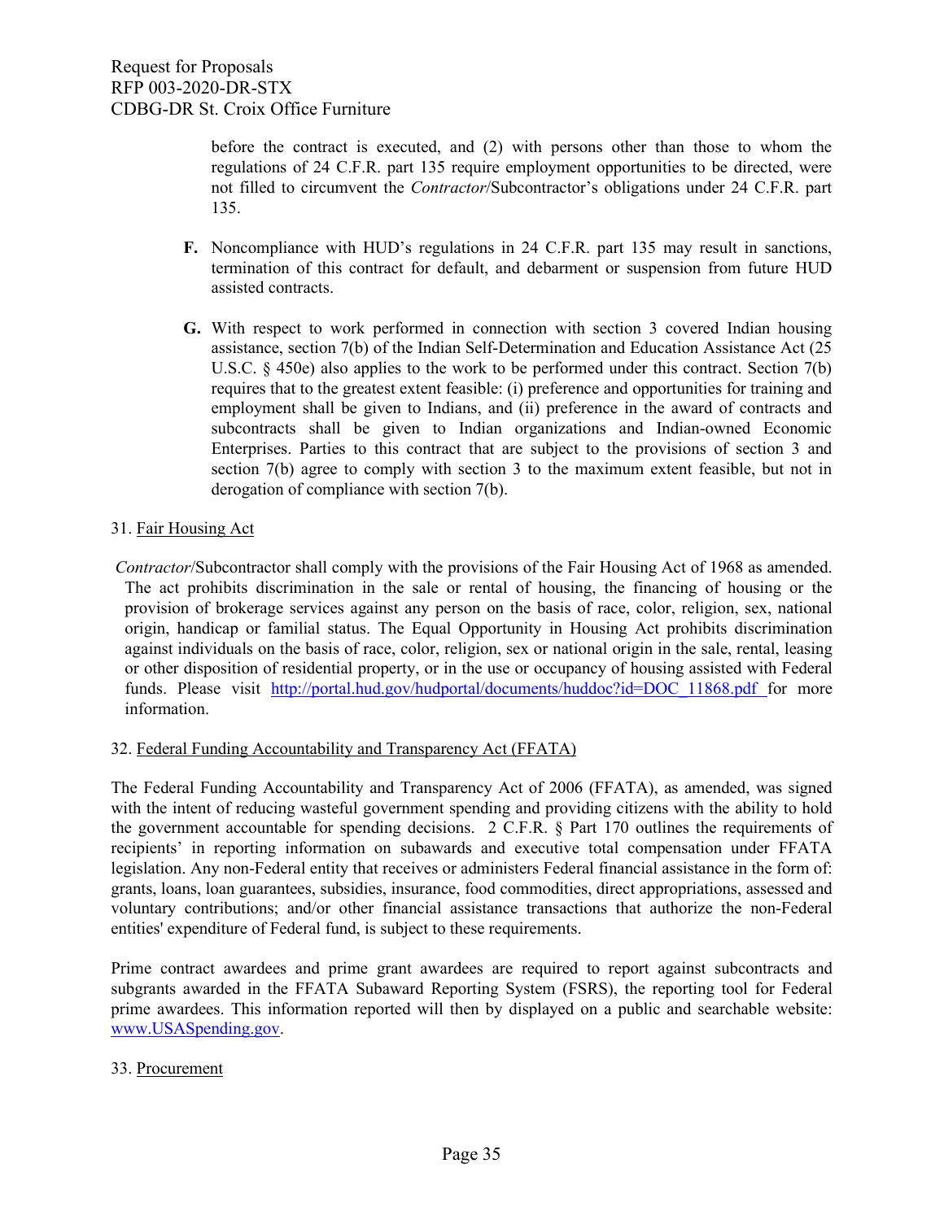before the contract is executed, and (2) with persons other than those to whom the regulations of 24 C.F.R. part 135 require employment opportunities to be directed, were not filled to circumvent the *Contractor*/Subcontractor's obligations under 24 C.F.R. part 135.

**F.** Noncompliance with HUD's regulations in 24 C.F.R. part 135 may result in sanctions, termination of this contract for default, and debarment or suspension from future HUD assisted contracts.

**G.** With respect to work performed in connection with section 3 covered Indian housing assistance, section 7(b) of the Indian Self-Determination and Education Assistance Act (25 U.S.C. § 450e) also applies to the work to be performed under this contract. Section 7(b) requires that to the greatest extent feasible: (i) preference and opportunities for training and employment shall be given to Indians, and (ii) preference in the award of contracts and subcontracts shall be given to Indian organizations and Indian-owned Economic Enterprises. Parties to this contract that are subject to the provisions of section 3 and section 7(b) agree to comply with section 3 to the maximum extent feasible, but not in derogation of compliance with section 7(b).

31. <u>Fair Housing Act</u>

*Contractor*/Subcontractor shall comply with the provisions of the Fair Housing Act of 1968 as amended. The act prohibits discrimination in the sale or rental of housing, the financing of housing or the provision of brokerage services against any person on the basis of race, color, religion, sex, national origin, handicap or familial status. The Equal Opportunity in Housing Act prohibits discrimination against individuals on the basis of race, color, religion, sex or national origin in the sale, rental, leasing or other disposition of residential property, or in the use or occupancy of housing assisted with Federal funds. Please visit http://portal.hud.gov/hudportal/documents/huddoc?id=DOC_11868.pdf for more information.

32. <u>Federal Funding Accountability and Transparency Act (FFATA)</u>

The Federal Funding Accountability and Transparency Act of 2006 (FFATA), as amended, was signed with the intent of reducing wasteful government spending and providing citizens with the ability to hold the government accountable for spending decisions. 2 C.F.R. § Part 170 outlines the requirements of recipients' in reporting information on subawards and executive total compensation under FFATA legislation. Any non-Federal entity that receives or administers Federal financial assistance in the form of: grants, loans, loan guarantees, subsidies, insurance, food commodities, direct appropriations, assessed and voluntary contributions; and/or other financial assistance transactions that authorize the non-Federal entities' expenditure of Federal fund, is subject to these requirements.

Prime contract awardees and prime grant awardees are required to report against subcontracts and subgrants awarded in the FFATA Subaward Reporting System (FSRS), the reporting tool for Federal prime awardees. This information reported will then by displayed on a public and searchable website: www.USASpending.gov.

33. <u>Procurement</u>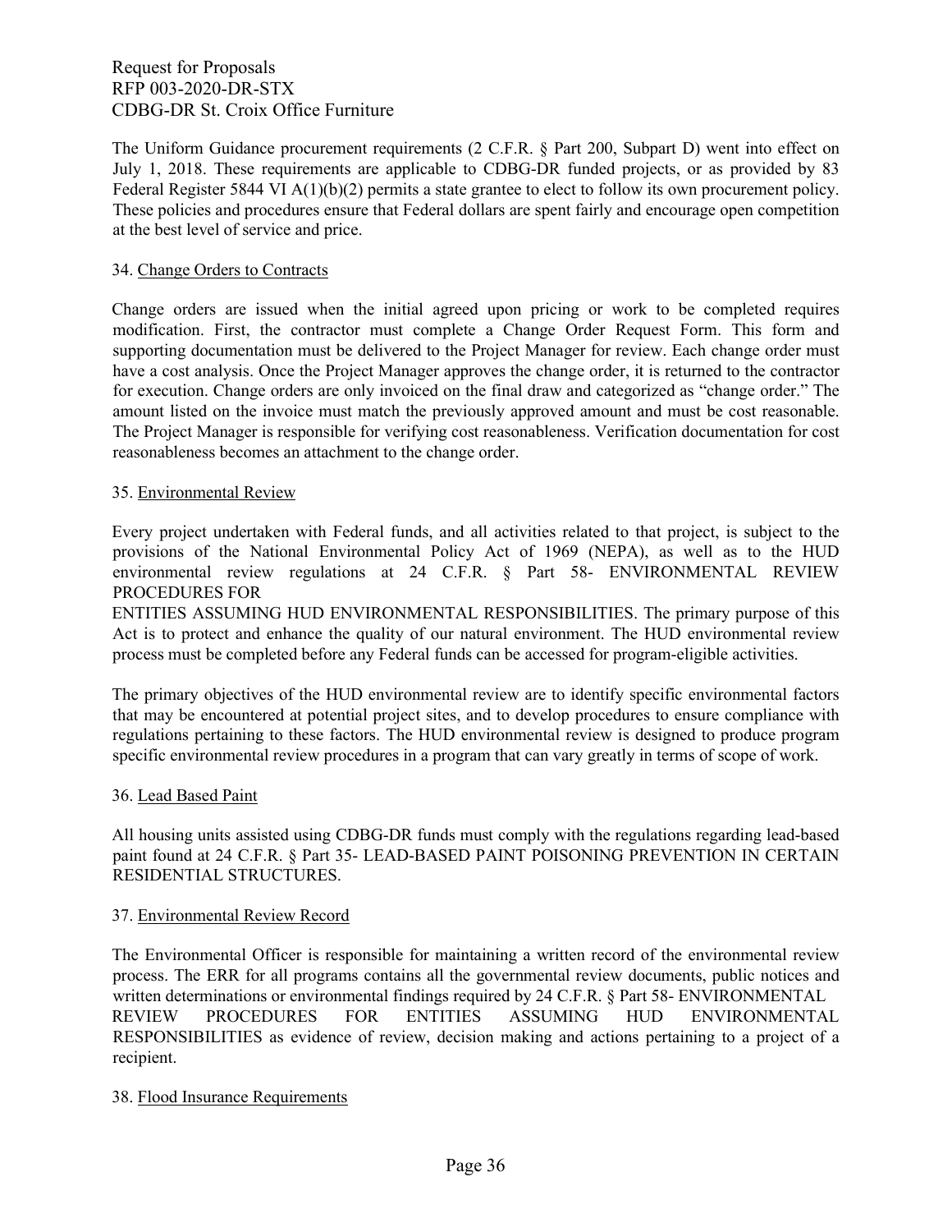The Uniform Guidance procurement requirements (2 C.F.R. § Part 200, Subpart D) went into effect on July 1, 2018. These requirements are applicable to CDBG-DR funded projects, or as provided by 83 Federal Register 5844 VI A(1)(b)(2) permits a state grantee to elect to follow its own procurement policy. These policies and procedures ensure that Federal dollars are spent fairly and encourage open competition at the best level of service and price.

34. <u>Change Orders to Contracts</u>

Change orders are issued when the initial agreed upon pricing or work to be completed requires modification. First, the contractor must complete a Change Order Request Form. This form and supporting documentation must be delivered to the Project Manager for review. Each change order must have a cost analysis. Once the Project Manager approves the change order, it is returned to the contractor for execution. Change orders are only invoiced on the final draw and categorized as "change order." The amount listed on the invoice must match the previously approved amount and must be cost reasonable. The Project Manager is responsible for verifying cost reasonableness. Verification documentation for cost reasonableness becomes an attachment to the change order.

35. <u>Environmental Review</u>

Every project undertaken with Federal funds, and all activities related to that project, is subject to the provisions of the National Environmental Policy Act of 1969 (NEPA), as well as to the HUD environmental review regulations at 24 C.F.R. § Part 58- ENVIRONMENTAL REVIEW PROCEDURES FOR ENTITIES ASSUMING HUD ENVIRONMENTAL RESPONSIBILITIES. The primary purpose of this Act is to protect and enhance the quality of our natural environment. The HUD environmental review process must be completed before any Federal funds can be accessed for program-eligible activities.

The primary objectives of the HUD environmental review are to identify specific environmental factors that may be encountered at potential project sites, and to develop procedures to ensure compliance with regulations pertaining to these factors. The HUD environmental review is designed to produce program specific environmental review procedures in a program that can vary greatly in terms of scope of work.

36. <u>Lead Based Paint</u>

All housing units assisted using CDBG-DR funds must comply with the regulations regarding lead-based paint found at 24 C.F.R. § Part 35- LEAD-BASED PAINT POISONING PREVENTION IN CERTAIN RESIDENTIAL STRUCTURES.

37. <u>Environmental Review Record</u>

The Environmental Officer is responsible for maintaining a written record of the environmental review process. The ERR for all programs contains all the governmental review documents, public notices and written determinations or environmental findings required by 24 C.F.R. § Part 58- ENVIRONMENTAL REVIEW PROCEDURES FOR ENTITIES ASSUMING HUD ENVIRONMENTAL RESPONSIBILITIES as evidence of review, decision making and actions pertaining to a project of a recipient.

38. <u>Flood Insurance Requirements</u>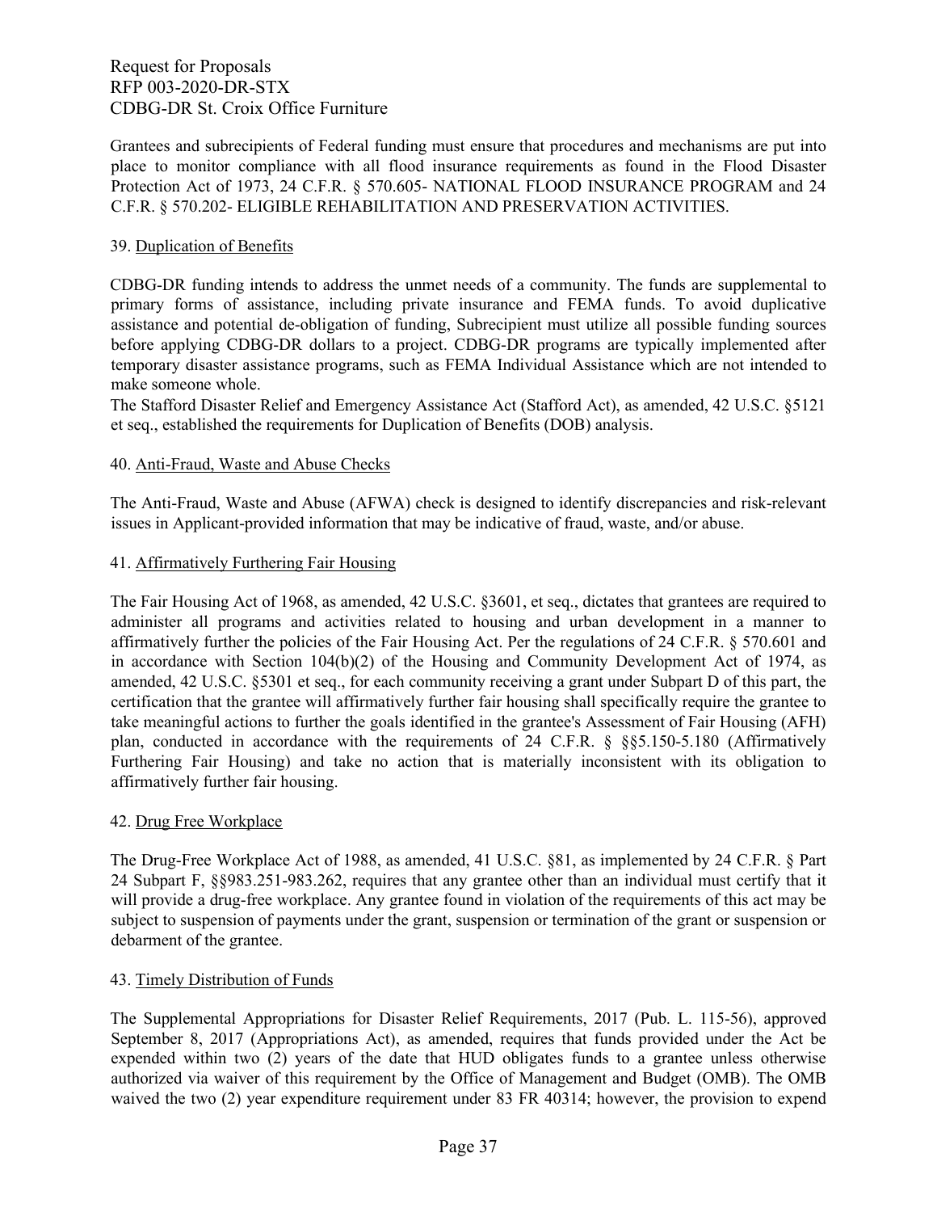Grantees and subrecipients of Federal funding must ensure that procedures and mechanisms are put into place to monitor compliance with all flood insurance requirements as found in the Flood Disaster Protection Act of 1973, 24 C.F.R. § 570.605- NATIONAL FLOOD INSURANCE PROGRAM and 24 C.F.R. § 570.202- ELIGIBLE REHABILITATION AND PRESERVATION ACTIVITIES.

39. Duplication of Benefits

CDBG-DR funding intends to address the unmet needs of a community. The funds are supplemental to primary forms of assistance, including private insurance and FEMA funds. To avoid duplicative assistance and potential de-obligation of funding, Subrecipient must utilize all possible funding sources before applying CDBG-DR dollars to a project. CDBG-DR programs are typically implemented after temporary disaster assistance programs, such as FEMA Individual Assistance which are not intended to make someone whole.
The Stafford Disaster Relief and Emergency Assistance Act (Stafford Act), as amended, 42 U.S.C. §5121 et seq., established the requirements for Duplication of Benefits (DOB) analysis.

40. Anti-Fraud, Waste and Abuse Checks

The Anti-Fraud, Waste and Abuse (AFWA) check is designed to identify discrepancies and risk-relevant issues in Applicant-provided information that may be indicative of fraud, waste, and/or abuse.

41. Affirmatively Furthering Fair Housing

The Fair Housing Act of 1968, as amended, 42 U.S.C. §3601, et seq., dictates that grantees are required to administer all programs and activities related to housing and urban development in a manner to affirmatively further the policies of the Fair Housing Act. Per the regulations of 24 C.F.R. § 570.601 and in accordance with Section 104(b)(2) of the Housing and Community Development Act of 1974, as amended, 42 U.S.C. §5301 et seq., for each community receiving a grant under Subpart D of this part, the certification that the grantee will affirmatively further fair housing shall specifically require the grantee to take meaningful actions to further the goals identified in the grantee's Assessment of Fair Housing (AFH) plan, conducted in accordance with the requirements of 24 C.F.R. § §§5.150-5.180 (Affirmatively Furthering Fair Housing) and take no action that is materially inconsistent with its obligation to affirmatively further fair housing.

42. Drug Free Workplace

The Drug-Free Workplace Act of 1988, as amended, 41 U.S.C. §81, as implemented by 24 C.F.R. § Part 24 Subpart F, §§983.251-983.262, requires that any grantee other than an individual must certify that it will provide a drug-free workplace. Any grantee found in violation of the requirements of this act may be subject to suspension of payments under the grant, suspension or termination of the grant or suspension or debarment of the grantee.

43. Timely Distribution of Funds

The Supplemental Appropriations for Disaster Relief Requirements, 2017 (Pub. L. 115-56), approved September 8, 2017 (Appropriations Act), as amended, requires that funds provided under the Act be expended within two (2) years of the date that HUD obligates funds to a grantee unless otherwise authorized via waiver of this requirement by the Office of Management and Budget (OMB). The OMB waived the two (2) year expenditure requirement under 83 FR 40314; however, the provision to expend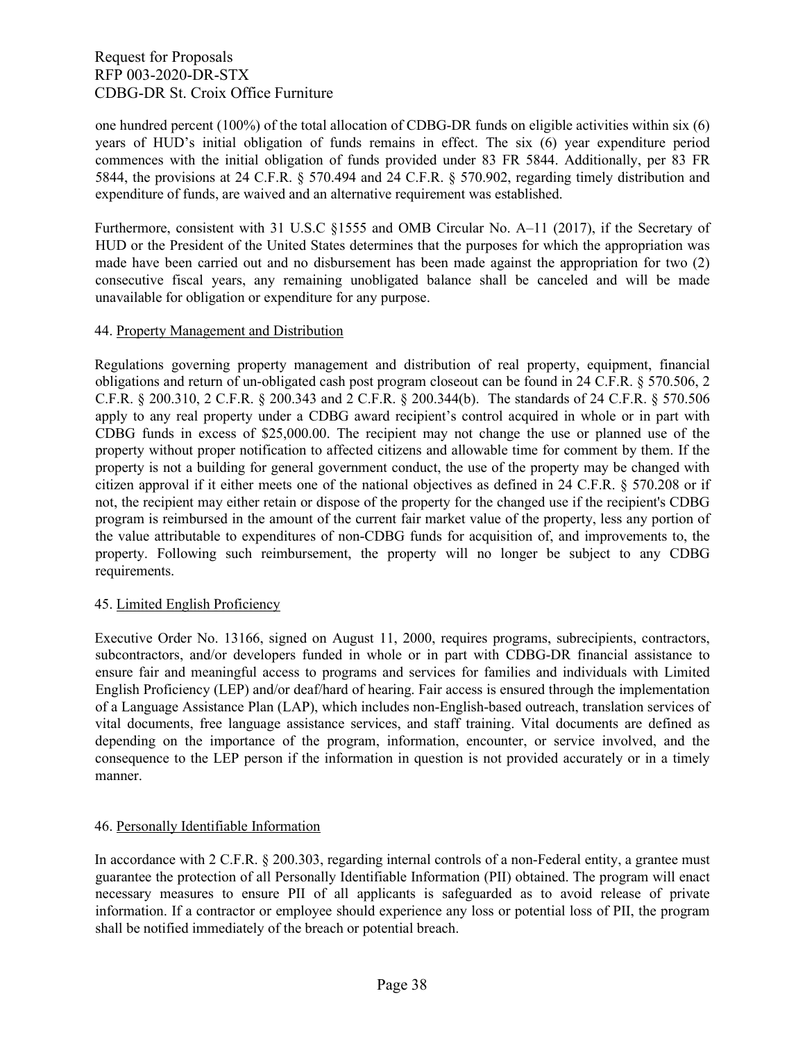one hundred percent (100%) of the total allocation of CDBG-DR funds on eligible activities within six (6) years of HUD's initial obligation of funds remains in effect. The six (6) year expenditure period commences with the initial obligation of funds provided under 83 FR 5844. Additionally, per 83 FR 5844, the provisions at 24 C.F.R. § 570.494 and 24 C.F.R. § 570.902, regarding timely distribution and expenditure of funds, are waived and an alternative requirement was established.

Furthermore, consistent with 31 U.S.C §1555 and OMB Circular No. A–11 (2017), if the Secretary of HUD or the President of the United States determines that the purposes for which the appropriation was made have been carried out and no disbursement has been made against the appropriation for two (2) consecutive fiscal years, any remaining unobligated balance shall be canceled and will be made unavailable for obligation or expenditure for any purpose.

44. Property Management and Distribution

Regulations governing property management and distribution of real property, equipment, financial obligations and return of un-obligated cash post program closeout can be found in 24 C.F.R. § 570.506, 2 C.F.R. § 200.310, 2 C.F.R. § 200.343 and 2 C.F.R. § 200.344(b). The standards of 24 C.F.R. § 570.506 apply to any real property under a CDBG award recipient's control acquired in whole or in part with CDBG funds in excess of $25,000.00. The recipient may not change the use or planned use of the property without proper notification to affected citizens and allowable time for comment by them. If the property is not a building for general government conduct, the use of the property may be changed with citizen approval if it either meets one of the national objectives as defined in 24 C.F.R. § 570.208 or if not, the recipient may either retain or dispose of the property for the changed use if the recipient's CDBG program is reimbursed in the amount of the current fair market value of the property, less any portion of the value attributable to expenditures of non-CDBG funds for acquisition of, and improvements to, the property. Following such reimbursement, the property will no longer be subject to any CDBG requirements.

45. Limited English Proficiency

Executive Order No. 13166, signed on August 11, 2000, requires programs, subrecipients, contractors, subcontractors, and/or developers funded in whole or in part with CDBG-DR financial assistance to ensure fair and meaningful access to programs and services for families and individuals with Limited English Proficiency (LEP) and/or deaf/hard of hearing. Fair access is ensured through the implementation of a Language Assistance Plan (LAP), which includes non-English-based outreach, translation services of vital documents, free language assistance services, and staff training. Vital documents are defined as depending on the importance of the program, information, encounter, or service involved, and the consequence to the LEP person if the information in question is not provided accurately or in a timely manner.

46. Personally Identifiable Information

In accordance with 2 C.F.R. § 200.303, regarding internal controls of a non-Federal entity, a grantee must guarantee the protection of all Personally Identifiable Information (PII) obtained. The program will enact necessary measures to ensure PII of all applicants is safeguarded as to avoid release of private information. If a contractor or employee should experience any loss or potential loss of PII, the program shall be notified immediately of the breach or potential breach.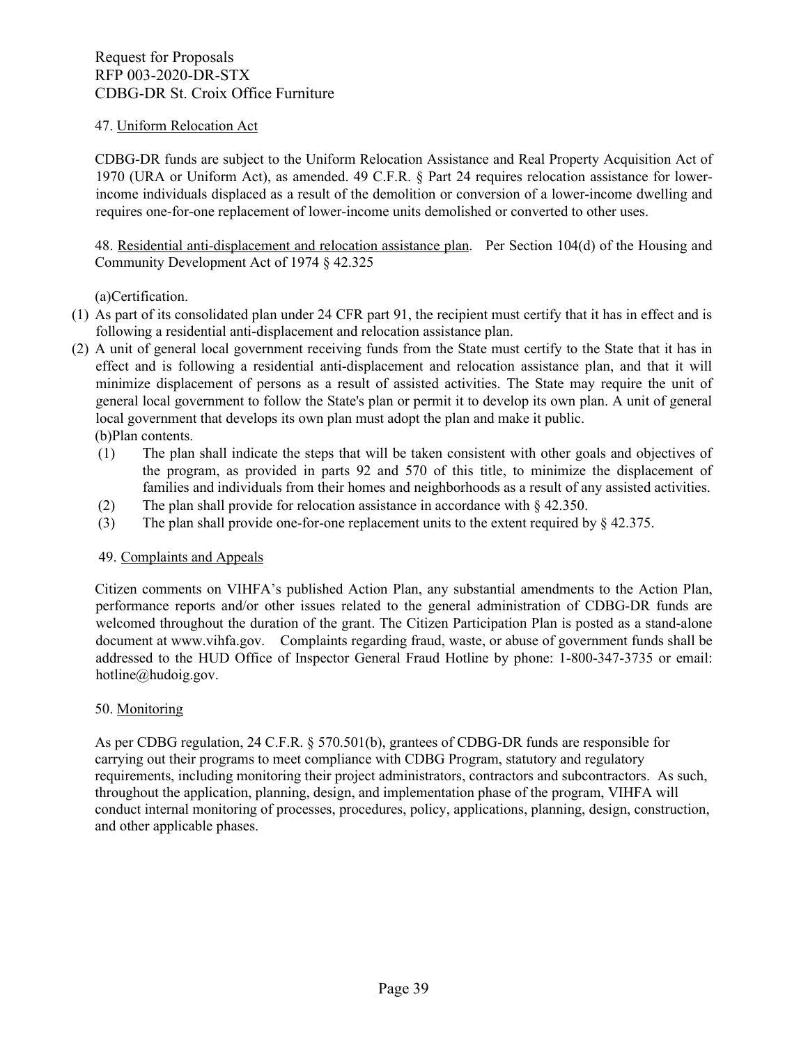47. Uniform Relocation Act

CDBG-DR funds are subject to the Uniform Relocation Assistance and Real Property Acquisition Act of 1970 (URA or Uniform Act), as amended. 49 C.F.R. § Part 24 requires relocation assistance for lower-income individuals displaced as a result of the demolition or conversion of a lower-income dwelling and requires one-for-one replacement of lower-income units demolished or converted to other uses.

48. Residential anti-displacement and relocation assistance plan. Per Section 104(d) of the Housing and Community Development Act of 1974 § 42.325

(a)Certification.

(1) As part of its consolidated plan under 24 CFR part 91, the recipient must certify that it has in effect and is following a residential anti-displacement and relocation assistance plan.
(2) A unit of general local government receiving funds from the State must certify to the State that it has in effect and is following a residential anti-displacement and relocation assistance plan, and that it will minimize displacement of persons as a result of assisted activities. The State may require the unit of general local government to follow the State's plan or permit it to develop its own plan. A unit of general local government that develops its own plan must adopt the plan and make it public.

(b)Plan contents.

(1) The plan shall indicate the steps that will be taken consistent with other goals and objectives of the program, as provided in parts 92 and 570 of this title, to minimize the displacement of families and individuals from their homes and neighborhoods as a result of any assisted activities.
(2) The plan shall provide for relocation assistance in accordance with § 42.350.
(3) The plan shall provide one-for-one replacement units to the extent required by § 42.375.

49. Complaints and Appeals

Citizen comments on VIHFA's published Action Plan, any substantial amendments to the Action Plan, performance reports and/or other issues related to the general administration of CDBG-DR funds are welcomed throughout the duration of the grant. The Citizen Participation Plan is posted as a stand-alone document at www.vihfa.gov. Complaints regarding fraud, waste, or abuse of government funds shall be addressed to the HUD Office of Inspector General Fraud Hotline by phone: 1-800-347-3735 or email: hotline@hudoig.gov.

50. Monitoring

As per CDBG regulation, 24 C.F.R. § 570.501(b), grantees of CDBG-DR funds are responsible for carrying out their programs to meet compliance with CDBG Program, statutory and regulatory requirements, including monitoring their project administrators, contractors and subcontractors. As such, throughout the application, planning, design, and implementation phase of the program, VIHFA will conduct internal monitoring of processes, procedures, policy, applications, planning, design, construction, and other applicable phases.